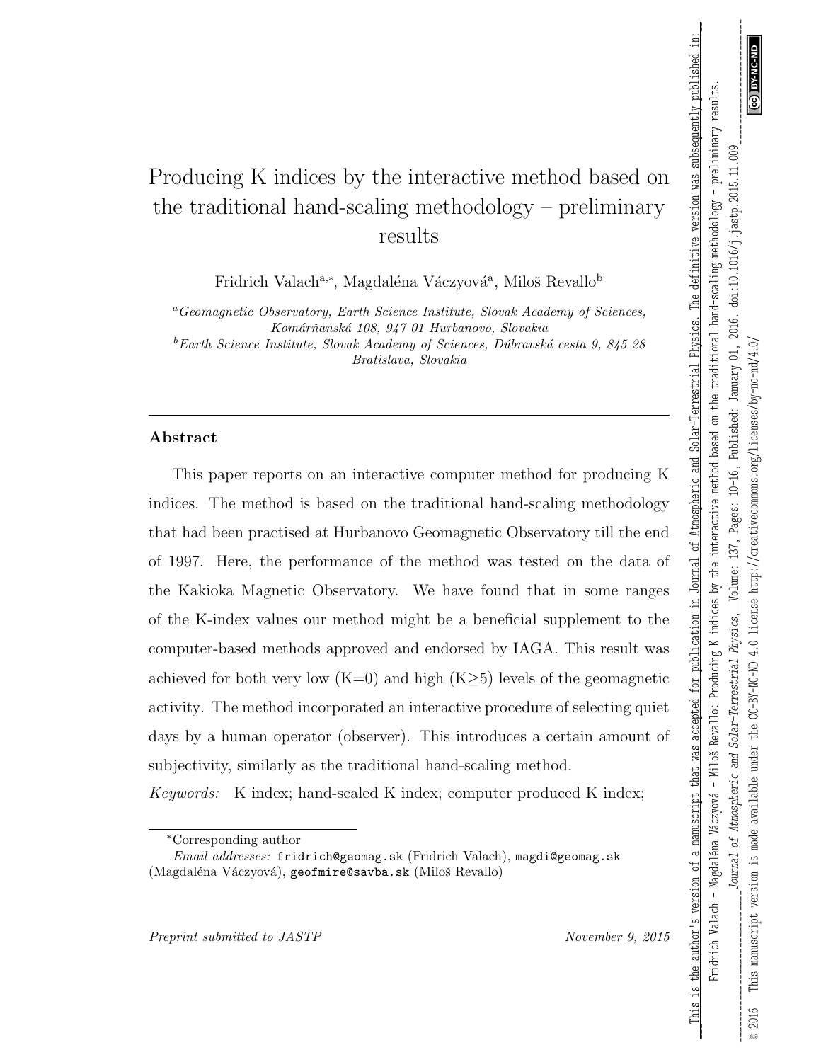# Producing K indices by the interactive method based on the traditional hand-scaling methodology – preliminary results

Fridrich Valach[a,*], Magdaléna Váczyová[a], Miloš Revallo[b]

[a] *Geomagnetic Observatory, Earth Science Institute, Slovak Academy of Sciences, Komárňanská 108, 947 01 Hurbanovo, Slovakia*

[b] *Earth Science Institute, Slovak Academy of Sciences, Dúbravská cesta 9, 845 28 Bratislava, Slovakia*

---

## Abstract

This paper reports on an interactive computer method for producing K indices. The method is based on the traditional hand-scaling methodology that had been practised at Hurbanovo Geomagnetic Observatory till the end of 1997. Here, the performance of the method was tested on the data of the Kakioka Magnetic Observatory. We have found that in some ranges of the K-index values our method might be a beneficial supplement to the computer-based methods approved and endorsed by IAGA. This result was achieved for both very low (K=0) and high (K≥5) levels of the geomagnetic activity. The method incorporated an interactive procedure of selecting quiet days by a human operator (observer). This introduces a certain amount of subjectivity, similarly as the traditional hand-scaling method.

*Keywords:* K index; hand-scaled K index; computer produced K index;

---

*Corresponding author

*Email addresses:* fridrich@geomag.sk (Fridrich Valach), magdi@geomag.sk (Magdaléna Váczyová), geofmire@savba.sk (Miloš Revallo)

*Preprint submitted to JASTP* *November 9, 2015*

This is the author's version of a manuscript that was accepted for publication in Journal of Atmospheric and Solar-Terrestrial Physics. The definitive version was subsequently published in: Fridrich Valach – Magdaléna Váczyová – Miloš Revallo: Producing K indices by the interactive method based on the traditional hand-scaling methodology - preliminary results. *Journal of Atmospheric and Solar-Terrestrial Physics*, Volume: 137, Pages: 10-16, Published: January 01, 2016. doi:10.1016/j.jastp.2015.11.009

© 2016 This manuscript version is made available under the CC-BY-NC-ND 4.0 license http://creativecommons.org/licenses/by-nc-nd/4.0/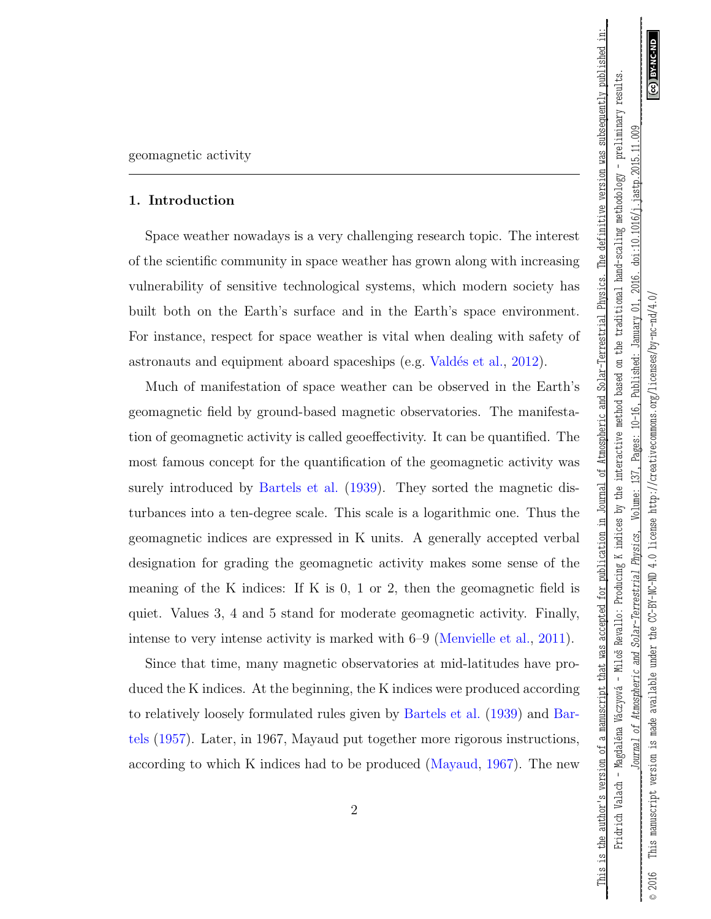geomagnetic activity

## 1. Introduction

Space weather nowadays is a very challenging research topic. The interest of the scientific community in space weather has grown along with increasing vulnerability of sensitive technological systems, which modern society has built both on the Earth's surface and in the Earth's space environment. For instance, respect for space weather is vital when dealing with safety of astronauts and equipment aboard spaceships (e.g. Valdés et al., 2012).

Much of manifestation of space weather can be observed in the Earth's geomagnetic field by ground-based magnetic observatories. The manifestation of geomagnetic activity is called geoeffectivity. It can be quantified. The most famous concept for the quantification of the geomagnetic activity was surely introduced by Bartels et al. (1939). They sorted the magnetic disturbances into a ten-degree scale. This scale is a logarithmic one. Thus the geomagnetic indices are expressed in K units. A generally accepted verbal designation for grading the geomagnetic activity makes some sense of the meaning of the K indices: If K is 0, 1 or 2, then the geomagnetic field is quiet. Values 3, 4 and 5 stand for moderate geomagnetic activity. Finally, intense to very intense activity is marked with 6–9 (Menvielle et al., 2011).

Since that time, many magnetic observatories at mid-latitudes have produced the K indices. At the beginning, the K indices were produced according to relatively loosely formulated rules given by Bartels et al. (1939) and Bartels (1957). Later, in 1967, Mayaud put together more rigorous instructions, according to which K indices had to be produced (Mayaud, 1967). The new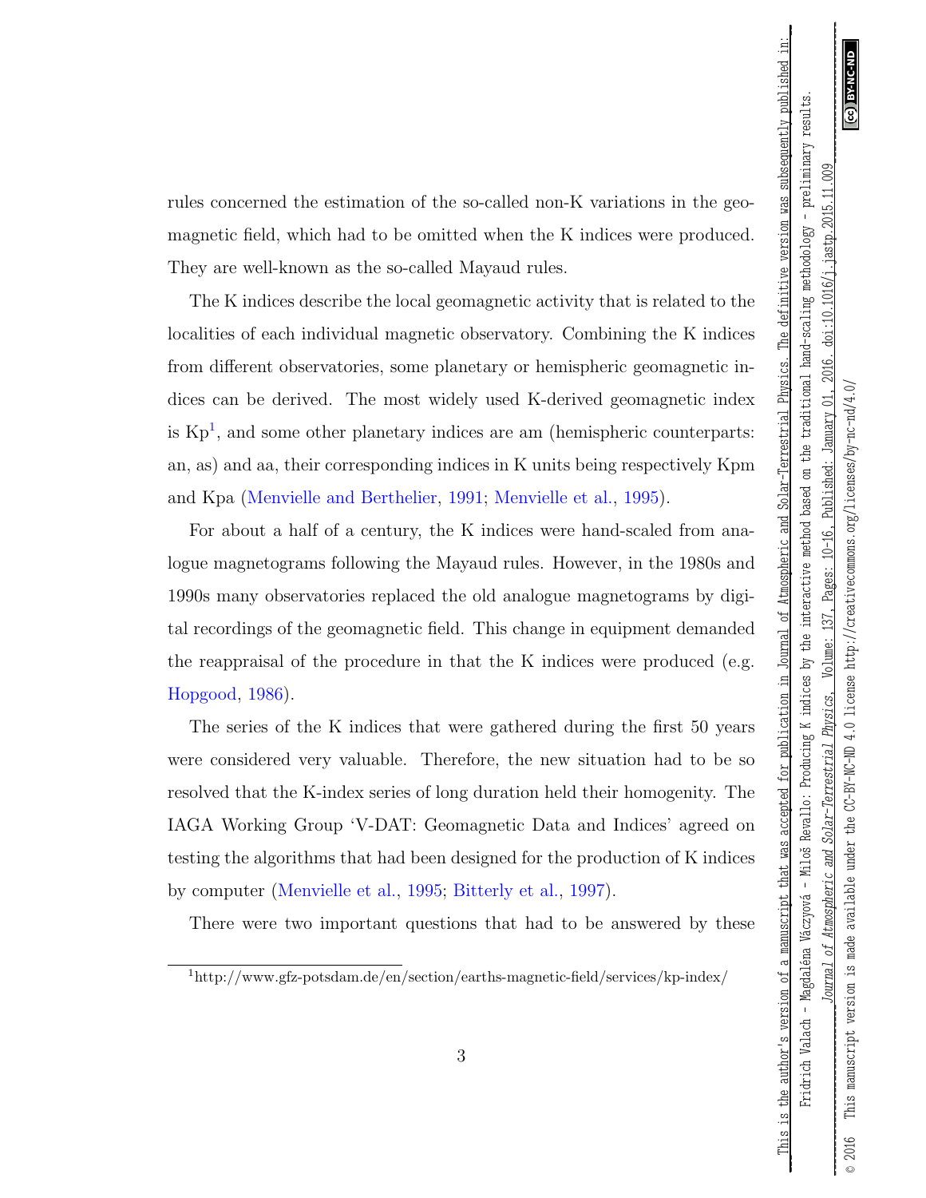rules concerned the estimation of the so-called non-K variations in the geomagnetic field, which had to be omitted when the K indices were produced. They are well-known as the so-called Mayaud rules.

The K indices describe the local geomagnetic activity that is related to the localities of each individual magnetic observatory. Combining the K indices from different observatories, some planetary or hemispheric geomagnetic indices can be derived. The most widely used K-derived geomagnetic index is Kp[1], and some other planetary indices are am (hemispheric counterparts: an, as) and aa, their corresponding indices in K units being respectively Kpm and Kpa (Menvielle and Berthelier, 1991; Menvielle et al., 1995).

For about a half of a century, the K indices were hand-scaled from analogue magnetograms following the Mayaud rules. However, in the 1980s and 1990s many observatories replaced the old analogue magnetograms by digital recordings of the geomagnetic field. This change in equipment demanded the reappraisal of the procedure in that the K indices were produced (e.g. Hopgood, 1986).

The series of the K indices that were gathered during the first 50 years were considered very valuable. Therefore, the new situation had to be so resolved that the K-index series of long duration held their homogenity. The IAGA Working Group 'V-DAT: Geomagnetic Data and Indices' agreed on testing the algorithms that had been designed for the production of K indices by computer (Menvielle et al., 1995; Bitterly et al., 1997).

There were two important questions that had to be answered by these

[1] http://www.gfz-potsdam.de/en/section/earths-magnetic-field/services/kp-index/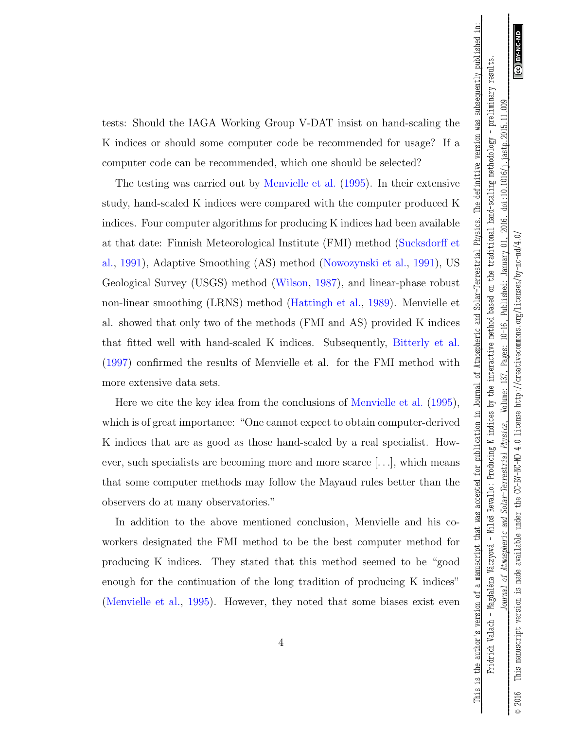tests: Should the IAGA Working Group V-DAT insist on hand-scaling the K indices or should some computer code be recommended for usage? If a computer code can be recommended, which one should be selected?

The testing was carried out by Menvielle et al. (1995). In their extensive study, hand-scaled K indices were compared with the computer produced K indices. Four computer algorithms for producing K indices had been available at that date: Finnish Meteorological Institute (FMI) method (Sucksdorff et al., 1991), Adaptive Smoothing (AS) method (Nowozynski et al., 1991), US Geological Survey (USGS) method (Wilson, 1987), and linear-phase robust non-linear smoothing (LRNS) method (Hattingh et al., 1989). Menvielle et al. showed that only two of the methods (FMI and AS) provided K indices that fitted well with hand-scaled K indices. Subsequently, Bitterly et al. (1997) confirmed the results of Menvielle et al. for the FMI method with more extensive data sets.

Here we cite the key idea from the conclusions of Menvielle et al. (1995), which is of great importance: "One cannot expect to obtain computer-derived K indices that are as good as those hand-scaled by a real specialist. However, such specialists are becoming more and more scarce [...], which means that some computer methods may follow the Mayaud rules better than the observers do at many observatories."

In addition to the above mentioned conclusion, Menvielle and his co-workers designated the FMI method to be the best computer method for producing K indices. They stated that this method seemed to be "good enough for the continuation of the long tradition of producing K indices" (Menvielle et al., 1995). However, they noted that some biases exist even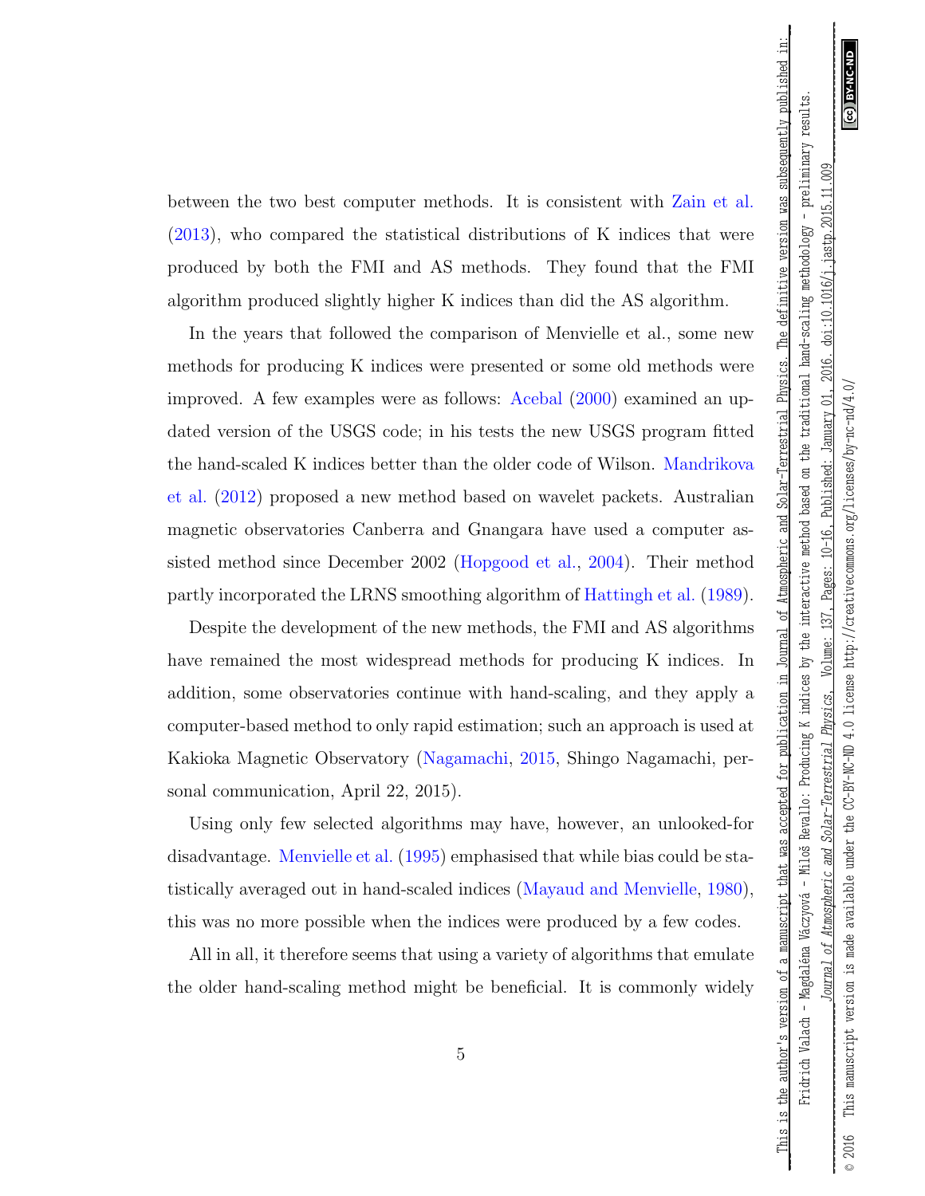between the two best computer methods. It is consistent with Zain et al. (2013), who compared the statistical distributions of K indices that were produced by both the FMI and AS methods. They found that the FMI algorithm produced slightly higher K indices than did the AS algorithm.

In the years that followed the comparison of Menvielle et al., some new methods for producing K indices were presented or some old methods were improved. A few examples were as follows: Acebal (2000) examined an updated version of the USGS code; in his tests the new USGS program fitted the hand-scaled K indices better than the older code of Wilson. Mandrikova et al. (2012) proposed a new method based on wavelet packets. Australian magnetic observatories Canberra and Gnangara have used a computer assisted method since December 2002 (Hopgood et al., 2004). Their method partly incorporated the LRNS smoothing algorithm of Hattingh et al. (1989).

Despite the development of the new methods, the FMI and AS algorithms have remained the most widespread methods for producing K indices. In addition, some observatories continue with hand-scaling, and they apply a computer-based method to only rapid estimation; such an approach is used at Kakioka Magnetic Observatory (Nagamachi, 2015, Shingo Nagamachi, personal communication, April 22, 2015).

Using only few selected algorithms may have, however, an unlooked-for disadvantage. Menvielle et al. (1995) emphasised that while bias could be statistically averaged out in hand-scaled indices (Mayaud and Menvielle, 1980), this was no more possible when the indices were produced by a few codes.

All in all, it therefore seems that using a variety of algorithms that emulate the older hand-scaling method might be beneficial. It is commonly widely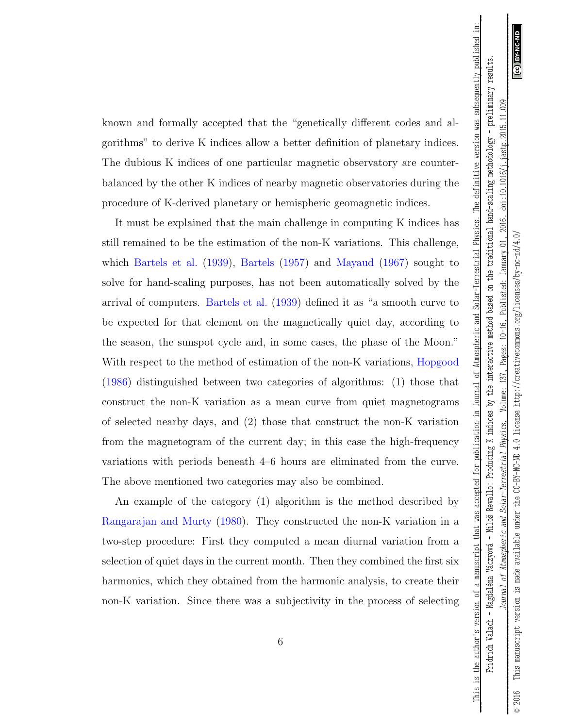known and formally accepted that the “genetically different codes and algorithms” to derive K indices allow a better definition of planetary indices. The dubious K indices of one particular magnetic observatory are counterbalanced by the other K indices of nearby magnetic observatories during the procedure of K-derived planetary or hemispheric geomagnetic indices.

It must be explained that the main challenge in computing K indices has still remained to be the estimation of the non-K variations. This challenge, which Bartels et al. (1939), Bartels (1957) and Mayaud (1967) sought to solve for hand-scaling purposes, has not been automatically solved by the arrival of computers. Bartels et al. (1939) defined it as “a smooth curve to be expected for that element on the magnetically quiet day, according to the season, the sunspot cycle and, in some cases, the phase of the Moon.” With respect to the method of estimation of the non-K variations, Hopgood (1986) distinguished between two categories of algorithms: (1) those that construct the non-K variation as a mean curve from quiet magnetograms of selected nearby days, and (2) those that construct the non-K variation from the magnetogram of the current day; in this case the high-frequency variations with periods beneath 4–6 hours are eliminated from the curve. The above mentioned two categories may also be combined.

An example of the category (1) algorithm is the method described by Rangarajan and Murty (1980). They constructed the non-K variation in a two-step procedure: First they computed a mean diurnal variation from a selection of quiet days in the current month. Then they combined the first six harmonics, which they obtained from the harmonic analysis, to create their non-K variation. Since there was a subjectivity in the process of selecting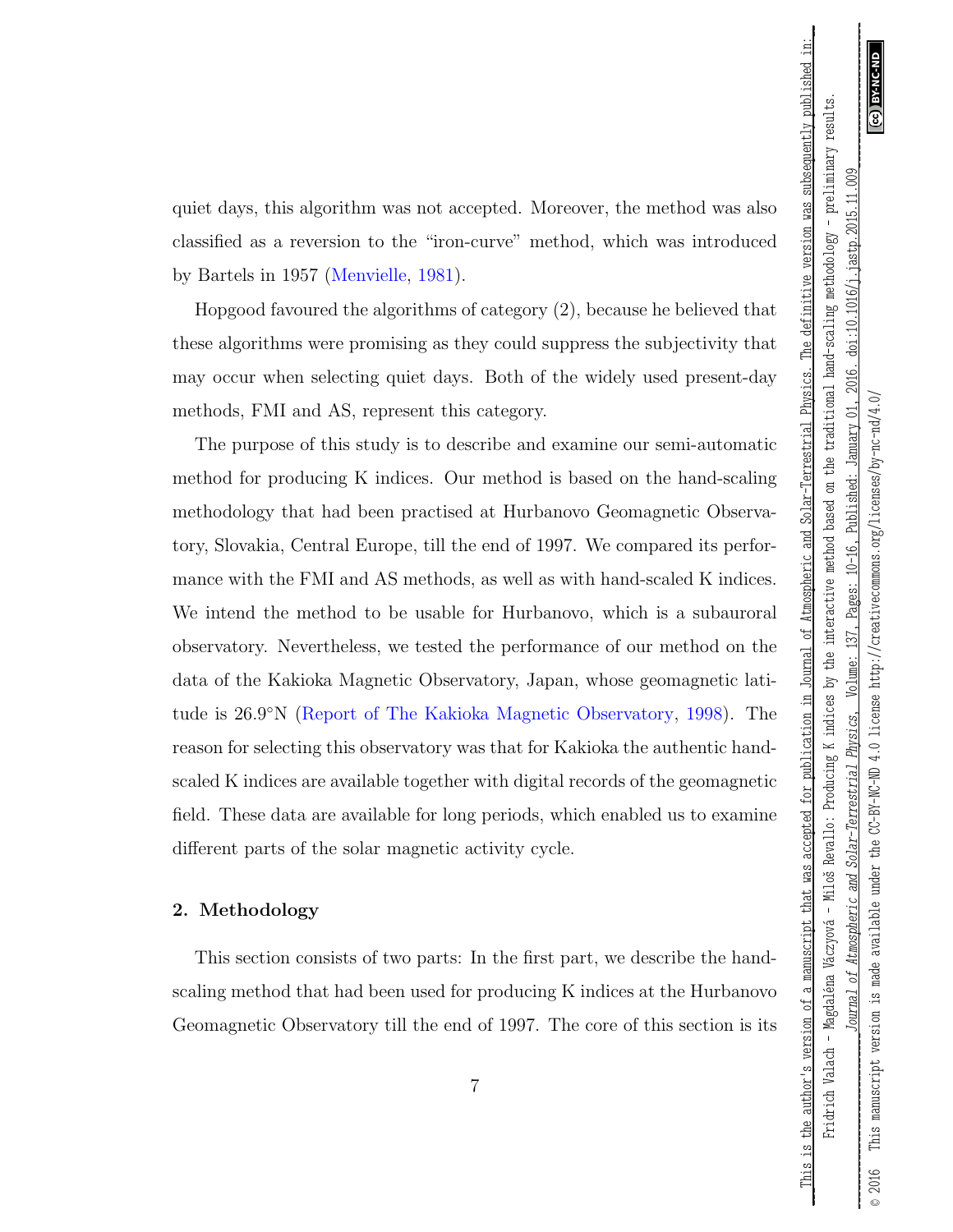quiet days, this algorithm was not accepted. Moreover, the method was also classified as a reversion to the "iron-curve" method, which was introduced by Bartels in 1957 (Menvielle, 1981).

Hopgood favoured the algorithms of category (2), because he believed that these algorithms were promising as they could suppress the subjectivity that may occur when selecting quiet days. Both of the widely used present-day methods, FMI and AS, represent this category.

The purpose of this study is to describe and examine our semi-automatic method for producing K indices. Our method is based on the hand-scaling methodology that had been practised at Hurbanovo Geomagnetic Observatory, Slovakia, Central Europe, till the end of 1997. We compared its performance with the FMI and AS methods, as well as with hand-scaled K indices. We intend the method to be usable for Hurbanovo, which is a subauroral observatory. Nevertheless, we tested the performance of our method on the data of the Kakioka Magnetic Observatory, Japan, whose geomagnetic latitude is 26.9°N (Report of The Kakioka Magnetic Observatory, 1998). The reason for selecting this observatory was that for Kakioka the authentic hand-scaled K indices are available together with digital records of the geomagnetic field. These data are available for long periods, which enabled us to examine different parts of the solar magnetic activity cycle.

## 2. Methodology

This section consists of two parts: In the first part, we describe the hand-scaling method that had been used for producing K indices at the Hurbanovo Geomagnetic Observatory till the end of 1997. The core of this section is its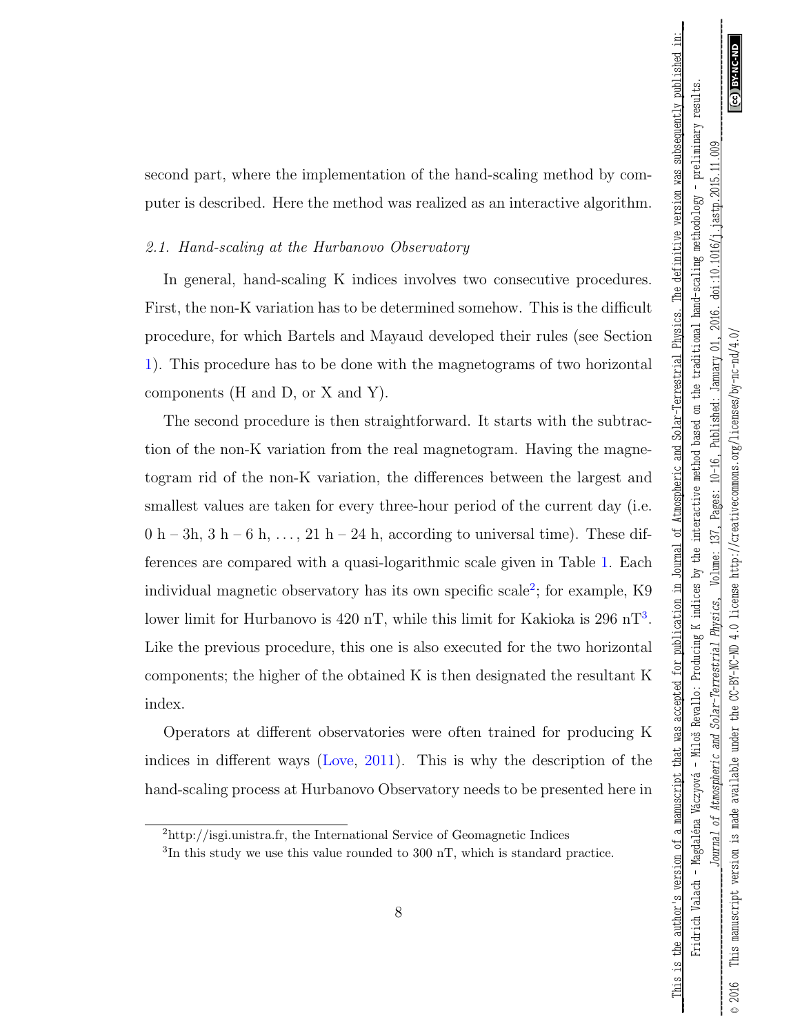second part, where the implementation of the hand-scaling method by computer is described. Here the method was realized as an interactive algorithm.

### *2.1. Hand-scaling at the Hurbanovo Observatory*

In general, hand-scaling K indices involves two consecutive procedures. First, the non-K variation has to be determined somehow. This is the difficult procedure, for which Bartels and Mayaud developed their rules (see Section 1). This procedure has to be done with the magnetograms of two horizontal components (H and D, or X and Y).

The second procedure is then straightforward. It starts with the subtraction of the non-K variation from the real magnetogram. Having the magnetogram rid of the non-K variation, the differences between the largest and smallest values are taken for every three-hour period of the current day (i.e. 0 h – 3h, 3 h – 6 h, . . . , 21 h – 24 h, according to universal time). These differences are compared with a quasi-logarithmic scale given in Table 1. Each individual magnetic observatory has its own specific scale[2]; for example, K9 lower limit for Hurbanovo is 420 nT, while this limit for Kakioka is 296 nT[3]. Like the previous procedure, this one is also executed for the two horizontal components; the higher of the obtained K is then designated the resultant K index.

Operators at different observatories were often trained for producing K indices in different ways (Love, 2011). This is why the description of the hand-scaling process at Hurbanovo Observatory needs to be presented here in

[2] http://isgi.unistra.fr, the International Service of Geomagnetic Indices

[3] In this study we use this value rounded to 300 nT, which is standard practice.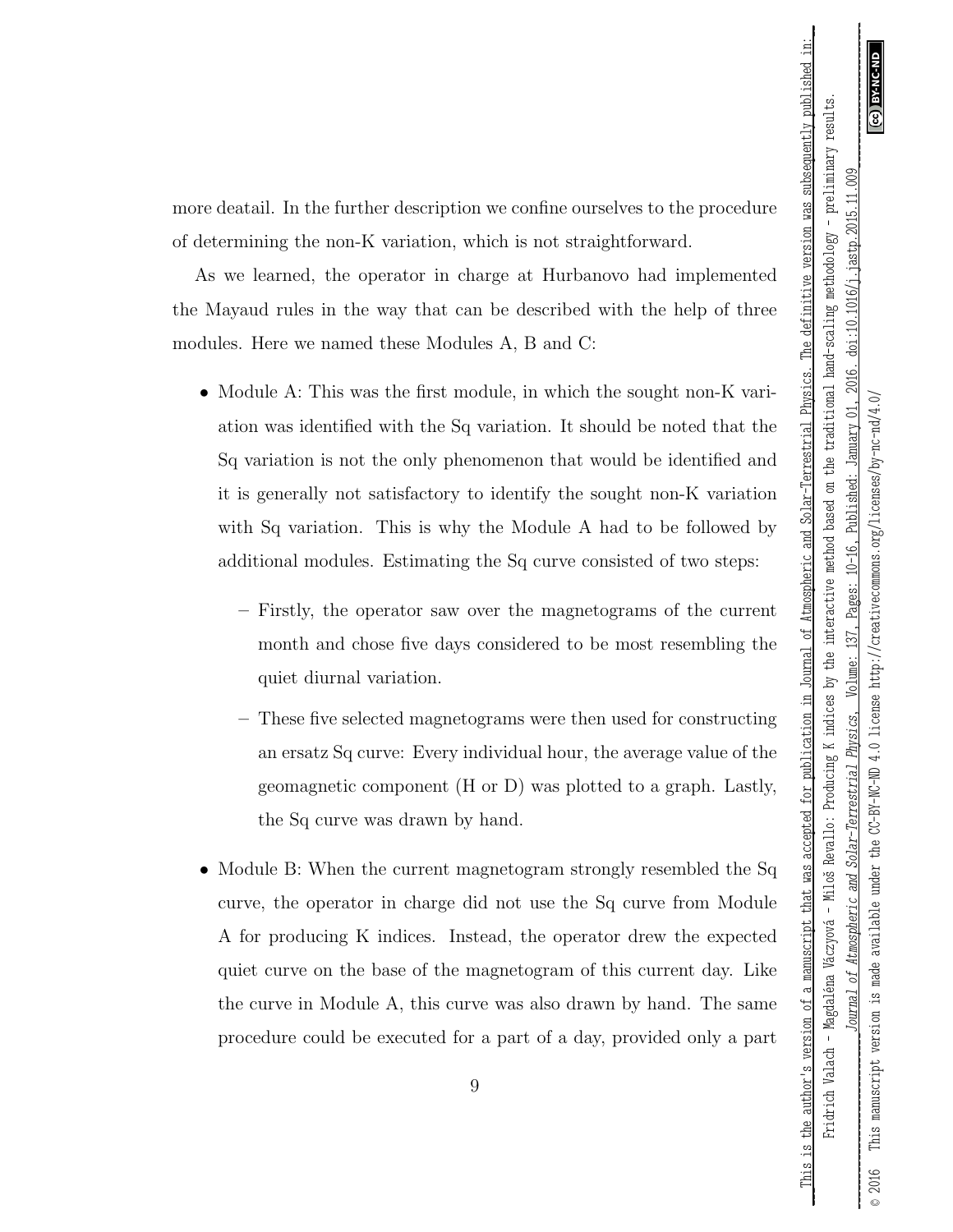more deatail. In the further description we confine ourselves to the procedure of determining the non-K variation, which is not straightforward.

As we learned, the operator in charge at Hurbanovo had implemented the Mayaud rules in the way that can be described with the help of three modules. Here we named these Modules A, B and C:

- Module A: This was the first module, in which the sought non-K variation was identified with the Sq variation. It should be noted that the Sq variation is not the only phenomenon that would be identified and it is generally not satisfactory to identify the sought non-K variation with Sq variation. This is why the Module A had to be followed by additional modules. Estimating the Sq curve consisted of two steps:
  - Firstly, the operator saw over the magnetograms of the current month and chose five days considered to be most resembling the quiet diurnal variation.
  - These five selected magnetograms were then used for constructing an ersatz Sq curve: Every individual hour, the average value of the geomagnetic component (H or D) was plotted to a graph. Lastly, the Sq curve was drawn by hand.
- Module B: When the current magnetogram strongly resembled the Sq curve, the operator in charge did not use the Sq curve from Module A for producing K indices. Instead, the operator drew the expected quiet curve on the base of the magnetogram of this current day. Like the curve in Module A, this curve was also drawn by hand. The same procedure could be executed for a part of a day, provided only a part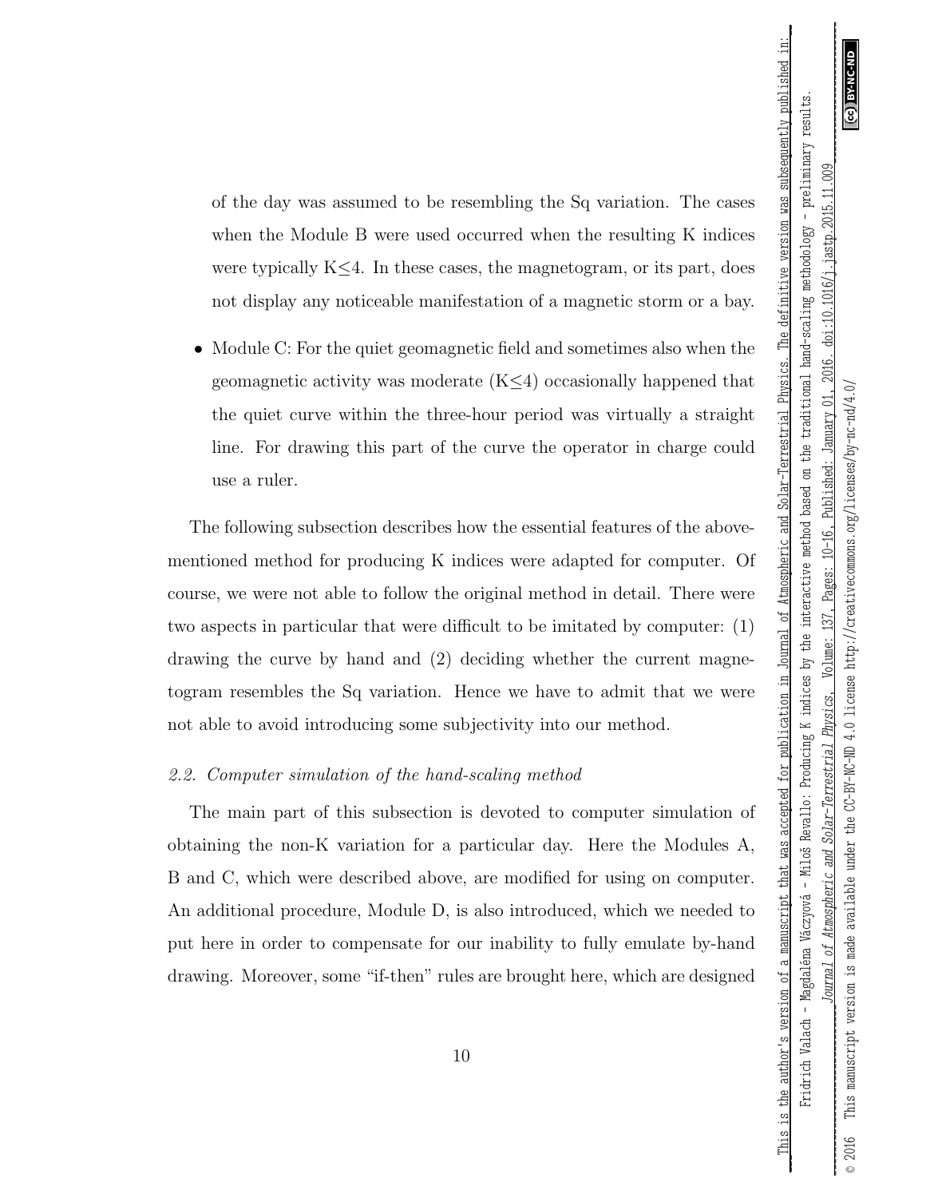of the day was assumed to be resembling the Sq variation. The cases when the Module B were used occurred when the resulting K indices were typically K≤4. In these cases, the magnetogram, or its part, does not display any noticeable manifestation of a magnetic storm or a bay.

- Module C: For the quiet geomagnetic field and sometimes also when the geomagnetic activity was moderate (K≤4) occasionally happened that the quiet curve within the three-hour period was virtually a straight line. For drawing this part of the curve the operator in charge could use a ruler.

The following subsection describes how the essential features of the above-mentioned method for producing K indices were adapted for computer. Of course, we were not able to follow the original method in detail. There were two aspects in particular that were difficult to be imitated by computer: (1) drawing the curve by hand and (2) deciding whether the current magnetogram resembles the Sq variation. Hence we have to admit that we were not able to avoid introducing some subjectivity into our method.

### *2.2. Computer simulation of the hand-scaling method*

The main part of this subsection is devoted to computer simulation of obtaining the non-K variation for a particular day. Here the Modules A, B and C, which were described above, are modified for using on computer. An additional procedure, Module D, is also introduced, which we needed to put here in order to compensate for our inability to fully emulate by-hand drawing. Moreover, some "if-then" rules are brought here, which are designed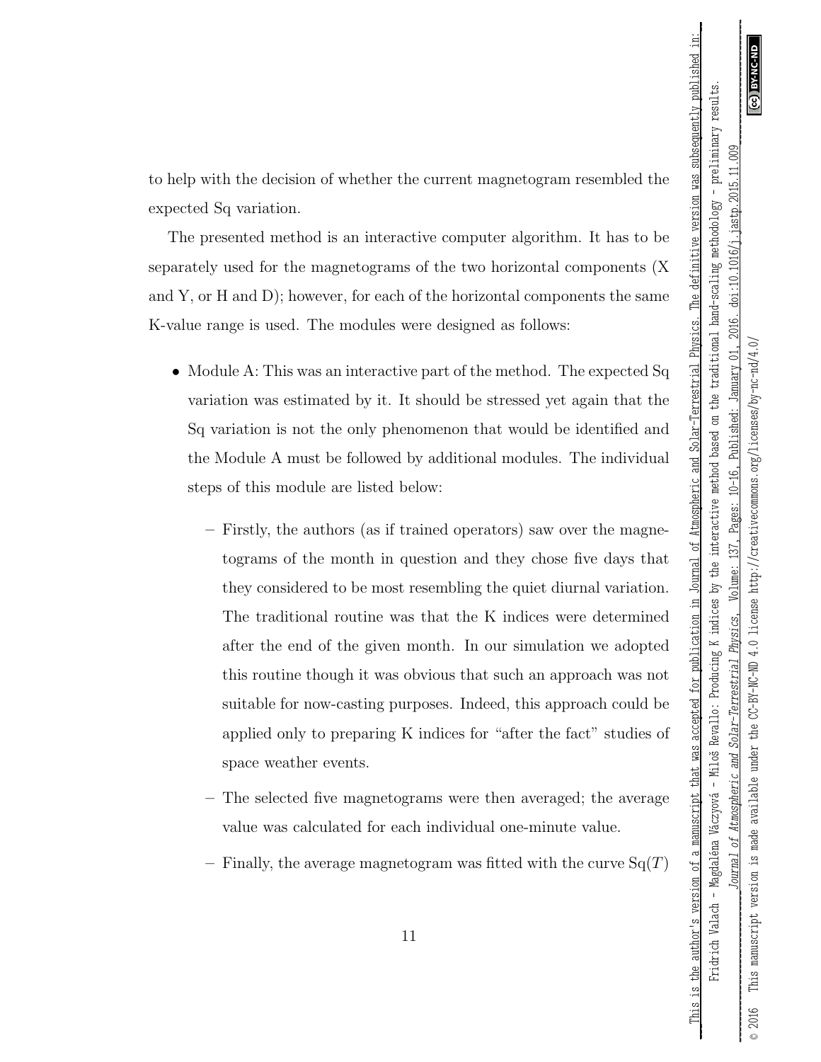to help with the decision of whether the current magnetogram resembled the expected Sq variation.

The presented method is an interactive computer algorithm. It has to be separately used for the magnetograms of the two horizontal components (X and Y, or H and D); however, for each of the horizontal components the same K-value range is used. The modules were designed as follows:

- Module A: This was an interactive part of the method. The expected Sq variation was estimated by it. It should be stressed yet again that the Sq variation is not the only phenomenon that would be identified and the Module A must be followed by additional modules. The individual steps of this module are listed below:
  - Firstly, the authors (as if trained operators) saw over the magnetograms of the month in question and they chose five days that they considered to be most resembling the quiet diurnal variation. The traditional routine was that the K indices were determined after the end of the given month. In our simulation we adopted this routine though it was obvious that such an approach was not suitable for now-casting purposes. Indeed, this approach could be applied only to preparing K indices for "after the fact" studies of space weather events.
  - The selected five magnetograms were then averaged; the average value was calculated for each individual one-minute value.
  - Finally, the average magnetogram was fitted with the curve $\mathrm{Sq}(T)$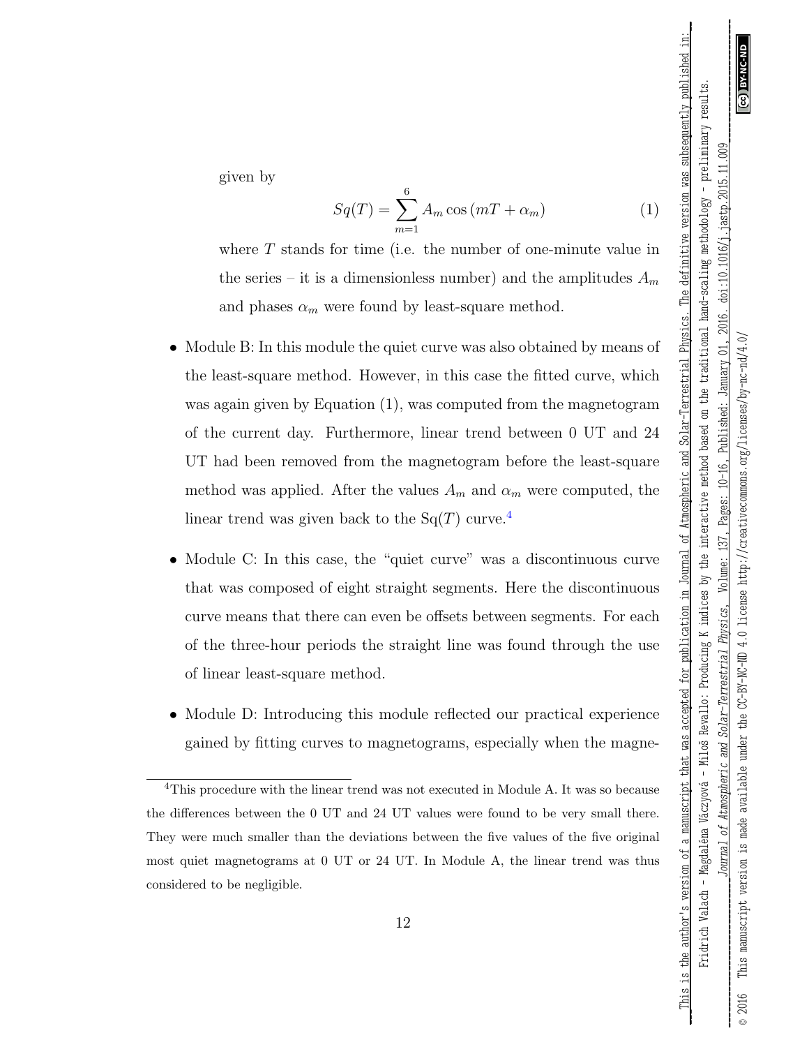given by

$$Sq(T) = \sum_{m=1}^{6} A_m \cos(mT + \alpha_m) \tag{1}$$

where $T$ stands for time (i.e. the number of one-minute value in the series – it is a dimensionless number) and the amplitudes $A_m$ and phases $\alpha_m$ were found by least-square method.

- Module B: In this module the quiet curve was also obtained by means of the least-square method. However, in this case the fitted curve, which was again given by Equation (1), was computed from the magnetogram of the current day. Furthermore, linear trend between 0 UT and 24 UT had been removed from the magnetogram before the least-square method was applied. After the values $A_m$ and $\alpha_m$ were computed, the linear trend was given back to the Sq($T$) curve.[4]

- Module C: In this case, the "quiet curve" was a discontinuous curve that was composed of eight straight segments. Here the discontinuous curve means that there can even be offsets between segments. For each of the three-hour periods the straight line was found through the use of linear least-square method.

- Module D: Introducing this module reflected our practical experience gained by fitting curves to magnetograms, especially when the magne-

[4] This procedure with the linear trend was not executed in Module A. It was so because the differences between the 0 UT and 24 UT values were found to be very small there. They were much smaller than the deviations between the five values of the five original most quiet magnetograms at 0 UT or 24 UT. In Module A, the linear trend was thus considered to be negligible.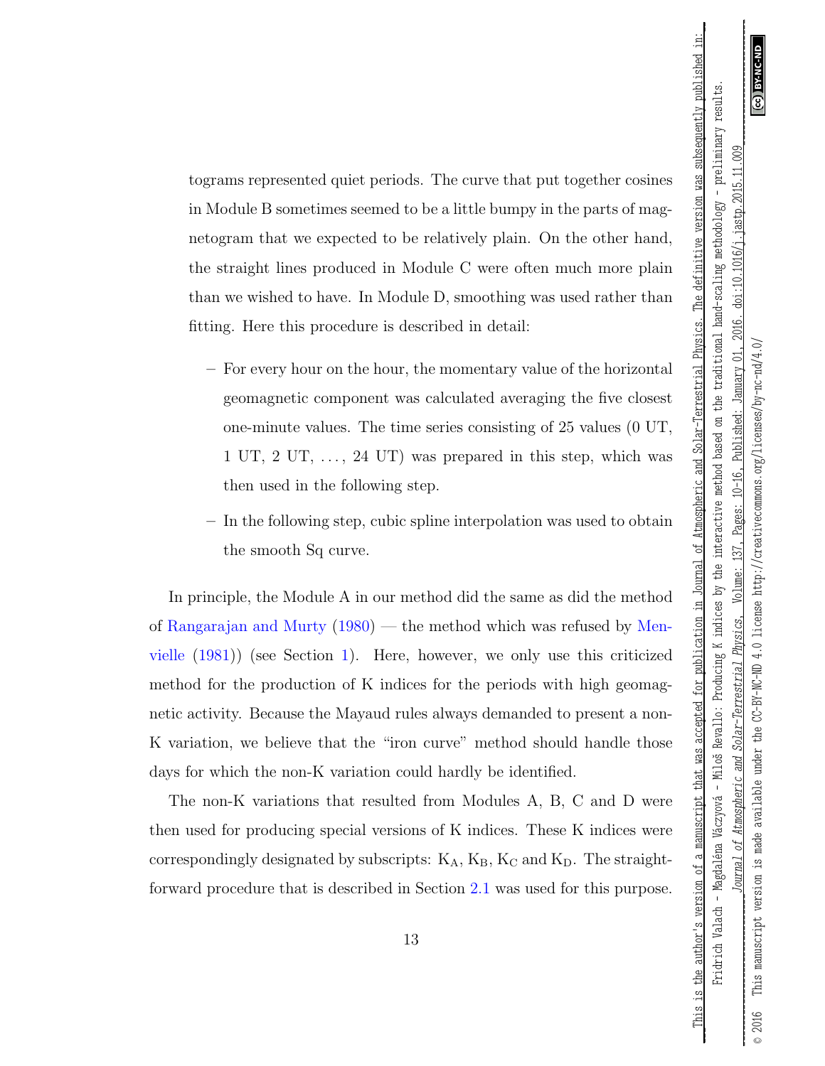tograms represented quiet periods. The curve that put together cosines in Module B sometimes seemed to be a little bumpy in the parts of magnetogram that we expected to be relatively plain. On the other hand, the straight lines produced in Module C were often much more plain than we wished to have. In Module D, smoothing was used rather than fitting. Here this procedure is described in detail:

– For every hour on the hour, the momentary value of the horizontal geomagnetic component was calculated averaging the five closest one-minute values. The time series consisting of 25 values (0 UT, 1 UT, 2 UT, ..., 24 UT) was prepared in this step, which was then used in the following step.

– In the following step, cubic spline interpolation was used to obtain the smooth Sq curve.

In principle, the Module A in our method did the same as did the method of Rangarajan and Murty (1980) — the method which was refused by Menvielle (1981)) (see Section 1). Here, however, we only use this criticized method for the production of K indices for the periods with high geomagnetic activity. Because the Mayaud rules always demanded to present a non-K variation, we believe that the "iron curve" method should handle those days for which the non-K variation could hardly be identified.

The non-K variations that resulted from Modules A, B, C and D were then used for producing special versions of K indices. These K indices were correspondingly designated by subscripts: $K_A$, $K_B$, $K_C$ and $K_D$. The straightforward procedure that is described in Section 2.1 was used for this purpose.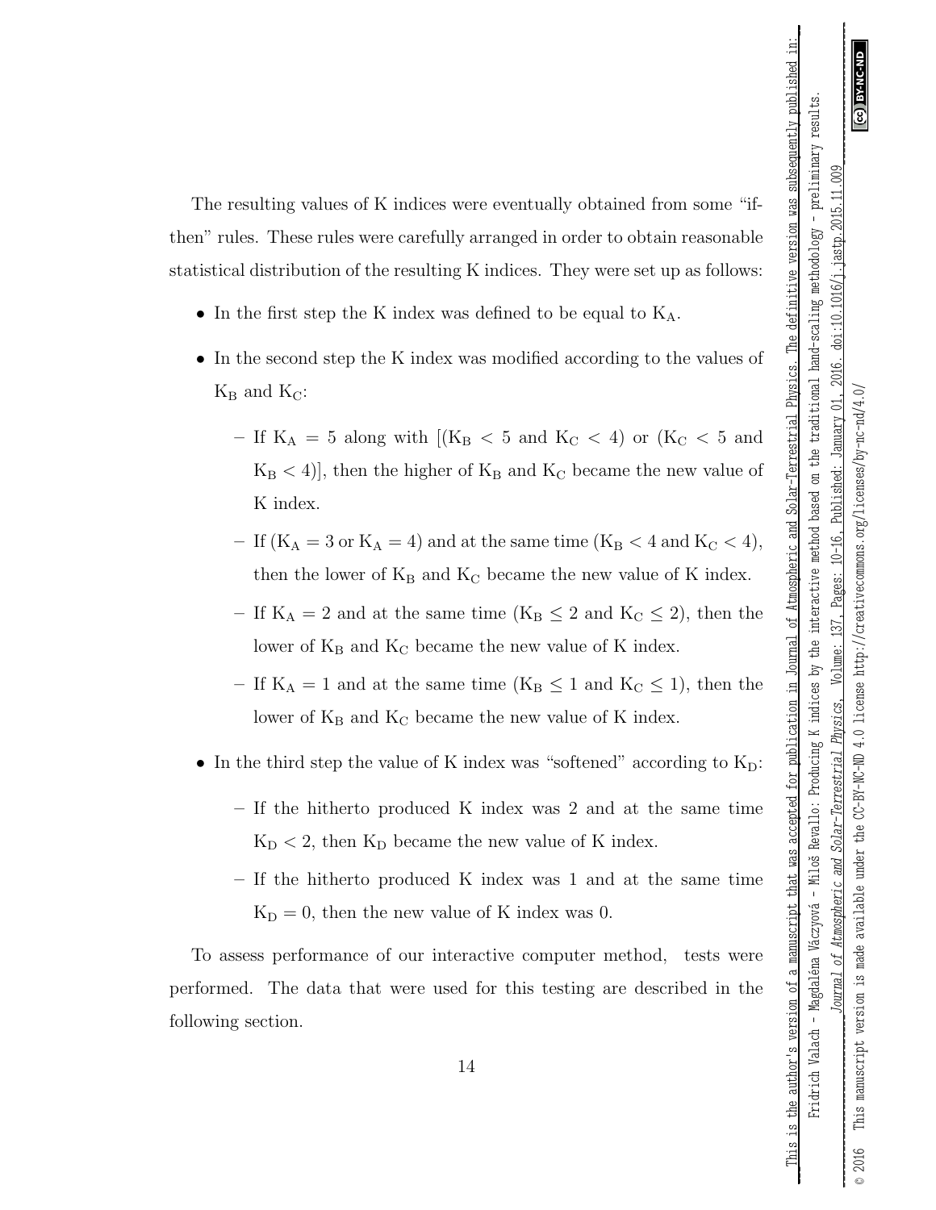The resulting values of K indices were eventually obtained from some "if-then" rules. These rules were carefully arranged in order to obtain reasonable statistical distribution of the resulting K indices. They were set up as follows:

- In the first step the K index was defined to be equal to $K_A$.
- In the second step the K index was modified according to the values of $K_B$ and $K_C$:
  - If $K_A = 5$ along with $[(K_B < 5$ and $K_C < 4)$ or $(K_C < 5$ and $K_B < 4)]$, then the higher of $K_B$ and $K_C$ became the new value of K index.
  - If $(K_A = 3$ or $K_A = 4)$ and at the same time $(K_B < 4$ and $K_C < 4)$, then the lower of $K_B$ and $K_C$ became the new value of K index.
  - If $K_A = 2$ and at the same time $(K_B \leq 2$ and $K_C \leq 2)$, then the lower of $K_B$ and $K_C$ became the new value of K index.
  - If $K_A = 1$ and at the same time $(K_B \leq 1$ and $K_C \leq 1)$, then the lower of $K_B$ and $K_C$ became the new value of K index.
- In the third step the value of K index was "softened" according to $K_D$:
  - If the hitherto produced K index was 2 and at the same time $K_D < 2$, then $K_D$ became the new value of K index.
  - If the hitherto produced K index was 1 and at the same time $K_D = 0$, then the new value of K index was 0.

To assess performance of our interactive computer method, tests were performed. The data that were used for this testing are described in the following section.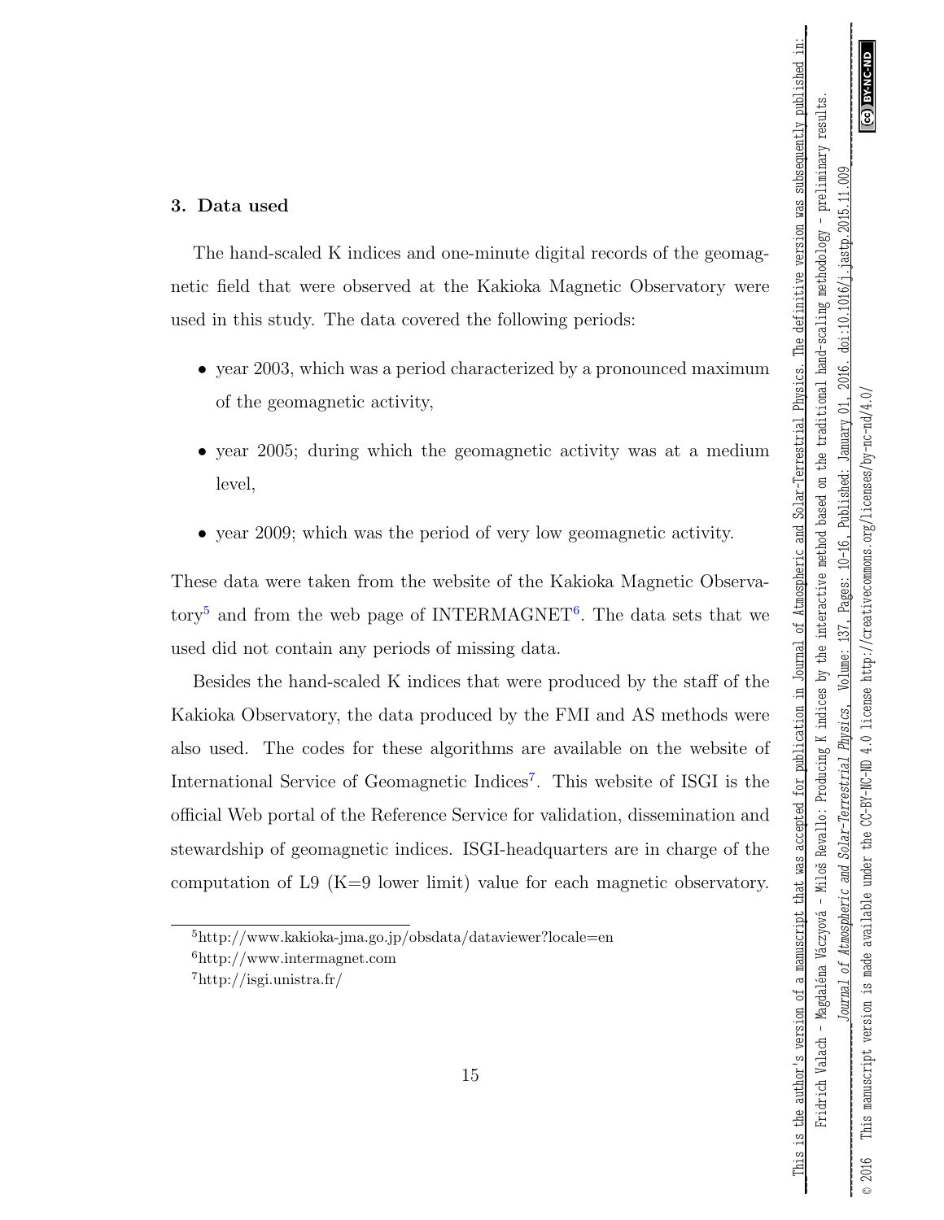## 3. Data used

The hand-scaled K indices and one-minute digital records of the geomagnetic field that were observed at the Kakioka Magnetic Observatory were used in this study. The data covered the following periods:

- year 2003, which was a period characterized by a pronounced maximum of the geomagnetic activity,
- year 2005; during which the geomagnetic activity was at a medium level,
- year 2009; which was the period of very low geomagnetic activity.

These data were taken from the website of the Kakioka Magnetic Observatory[5] and from the web page of INTERMAGNET[6]. The data sets that we used did not contain any periods of missing data.

Besides the hand-scaled K indices that were produced by the staff of the Kakioka Observatory, the data produced by the FMI and AS methods were also used. The codes for these algorithms are available on the website of International Service of Geomagnetic Indices[7]. This website of ISGI is the official Web portal of the Reference Service for validation, dissemination and stewardship of geomagnetic indices. ISGI-headquarters are in charge of the computation of L9 (K=9 lower limit) value for each magnetic observatory.

[5] http://www.kakioka-jma.go.jp/obsdata/dataviewer?locale=en

[6] http://www.intermagnet.com

[7] http://isgi.unistra.fr/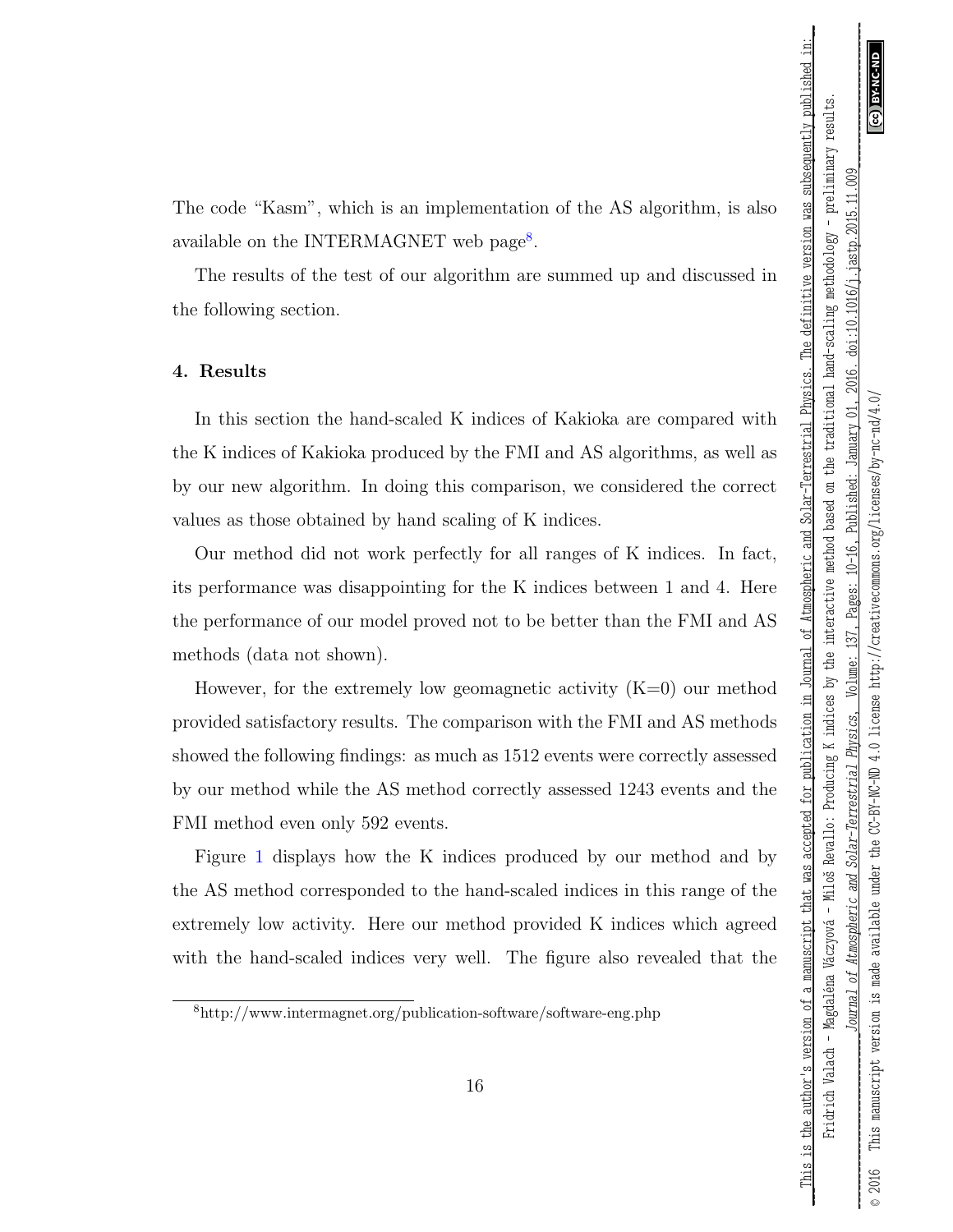The code "Kasm", which is an implementation of the AS algorithm, is also available on the INTERMAGNET web page[8].

The results of the test of our algorithm are summed up and discussed in the following section.

## 4. Results

In this section the hand-scaled K indices of Kakioka are compared with the K indices of Kakioka produced by the FMI and AS algorithms, as well as by our new algorithm. In doing this comparison, we considered the correct values as those obtained by hand scaling of K indices.

Our method did not work perfectly for all ranges of K indices. In fact, its performance was disappointing for the K indices between 1 and 4. Here the performance of our model proved not to be better than the FMI and AS methods (data not shown).

However, for the extremely low geomagnetic activity (K=0) our method provided satisfactory results. The comparison with the FMI and AS methods showed the following findings: as much as 1512 events were correctly assessed by our method while the AS method correctly assessed 1243 events and the FMI method even only 592 events.

Figure 1 displays how the K indices produced by our method and by the AS method corresponded to the hand-scaled indices in this range of the extremely low activity. Here our method provided K indices which agreed with the hand-scaled indices very well. The figure also revealed that the

[8] http://www.intermagnet.org/publication-software/software-eng.php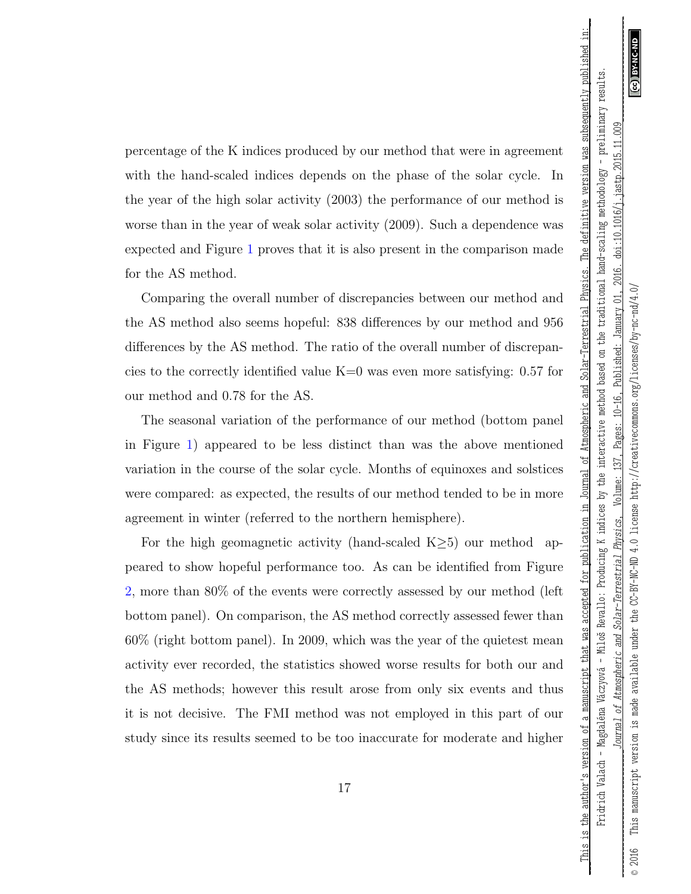percentage of the K indices produced by our method that were in agreement with the hand-scaled indices depends on the phase of the solar cycle. In the year of the high solar activity (2003) the performance of our method is worse than in the year of weak solar activity (2009). Such a dependence was expected and Figure 1 proves that it is also present in the comparison made for the AS method.

Comparing the overall number of discrepancies between our method and the AS method also seems hopeful: 838 differences by our method and 956 differences by the AS method. The ratio of the overall number of discrepancies to the correctly identified value K=0 was even more satisfying: 0.57 for our method and 0.78 for the AS.

The seasonal variation of the performance of our method (bottom panel in Figure 1) appeared to be less distinct than was the above mentioned variation in the course of the solar cycle. Months of equinoxes and solstices were compared: as expected, the results of our method tended to be in more agreement in winter (referred to the northern hemisphere).

For the high geomagnetic activity (hand-scaled K$\geq$5) our method appeared to show hopeful performance too. As can be identified from Figure 2, more than 80% of the events were correctly assessed by our method (left bottom panel). On comparison, the AS method correctly assessed fewer than 60% (right bottom panel). In 2009, which was the year of the quietest mean activity ever recorded, the statistics showed worse results for both our and the AS methods; however this result arose from only six events and thus it is not decisive. The FMI method was not employed in this part of our study since its results seemed to be too inaccurate for moderate and higher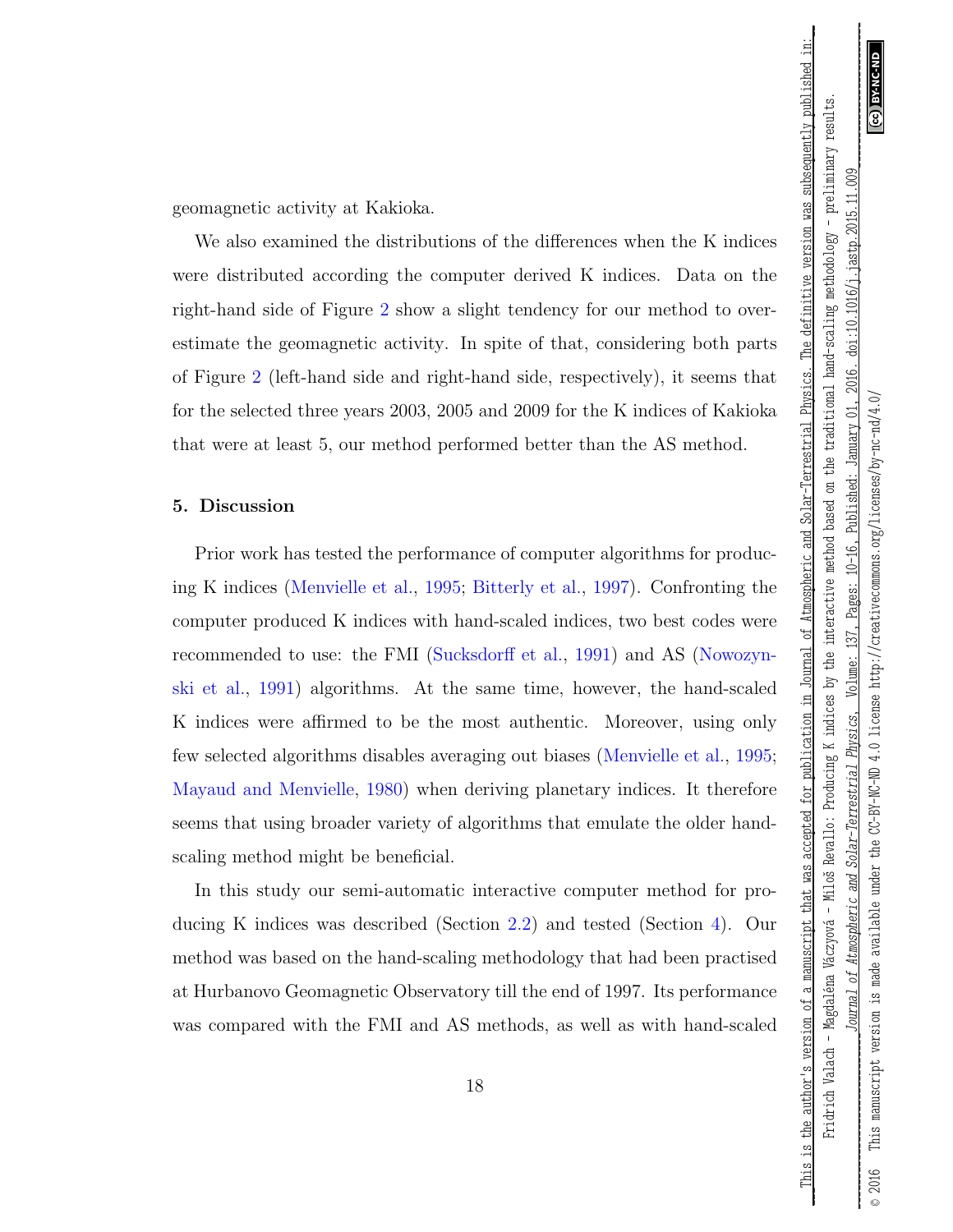geomagnetic activity at Kakioka.

We also examined the distributions of the differences when the K indices were distributed according the computer derived K indices. Data on the right-hand side of Figure 2 show a slight tendency for our method to overestimate the geomagnetic activity. In spite of that, considering both parts of Figure 2 (left-hand side and right-hand side, respectively), it seems that for the selected three years 2003, 2005 and 2009 for the K indices of Kakioka that were at least 5, our method performed better than the AS method.

## 5. Discussion

Prior work has tested the performance of computer algorithms for producing K indices (Menvielle et al., 1995; Bitterly et al., 1997). Confronting the computer produced K indices with hand-scaled indices, two best codes were recommended to use: the FMI (Sucksdorff et al., 1991) and AS (Nowozynski et al., 1991) algorithms. At the same time, however, the hand-scaled K indices were affirmed to be the most authentic. Moreover, using only few selected algorithms disables averaging out biases (Menvielle et al., 1995; Mayaud and Menvielle, 1980) when deriving planetary indices. It therefore seems that using broader variety of algorithms that emulate the older hand-scaling method might be beneficial.

In this study our semi-automatic interactive computer method for producing K indices was described (Section 2.2) and tested (Section 4). Our method was based on the hand-scaling methodology that had been practised at Hurbanovo Geomagnetic Observatory till the end of 1997. Its performance was compared with the FMI and AS methods, as well as with hand-scaled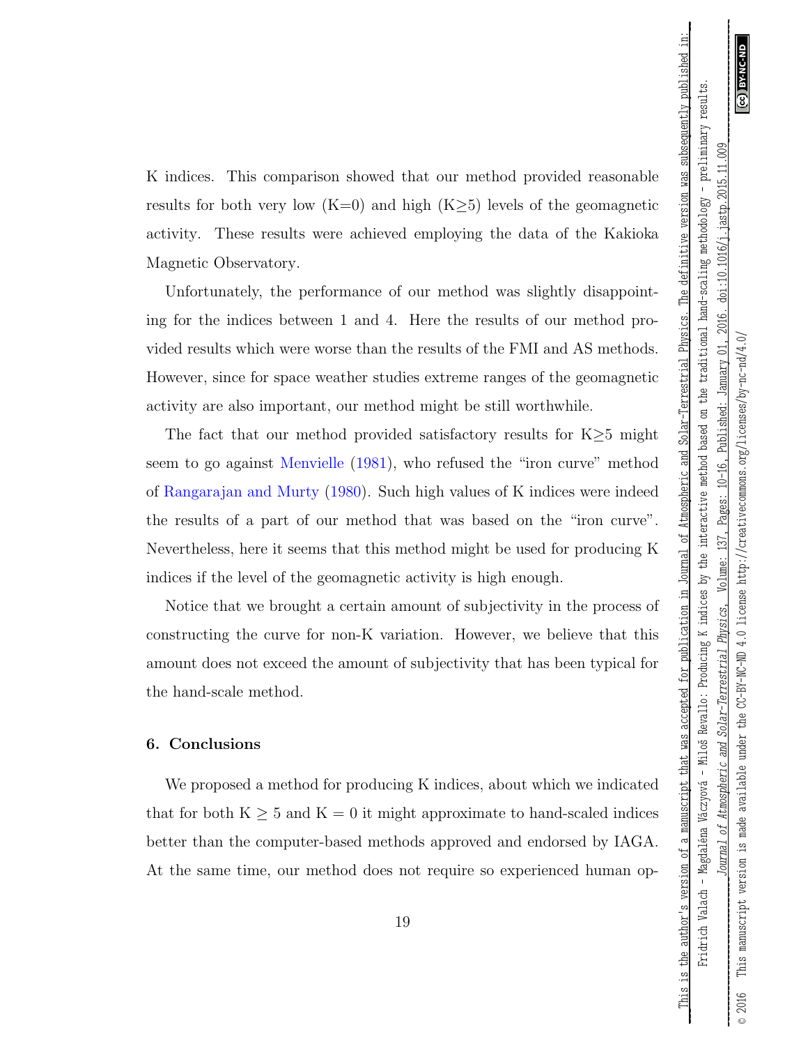K indices. This comparison showed that our method provided reasonable results for both very low (K=0) and high (K≥5) levels of the geomagnetic activity. These results were achieved employing the data of the Kakioka Magnetic Observatory.

Unfortunately, the performance of our method was slightly disappointing for the indices between 1 and 4. Here the results of our method provided results which were worse than the results of the FMI and AS methods. However, since for space weather studies extreme ranges of the geomagnetic activity are also important, our method might be still worthwhile.

The fact that our method provided satisfactory results for K≥5 might seem to go against Menvielle (1981), who refused the "iron curve" method of Rangarajan and Murty (1980). Such high values of K indices were indeed the results of a part of our method that was based on the "iron curve". Nevertheless, here it seems that this method might be used for producing K indices if the level of the geomagnetic activity is high enough.

Notice that we brought a certain amount of subjectivity in the process of constructing the curve for non-K variation. However, we believe that this amount does not exceed the amount of subjectivity that has been typical for the hand-scale method.

## 6. Conclusions

We proposed a method for producing K indices, about which we indicated that for both $K \geq 5$ and $K = 0$ it might approximate to hand-scaled indices better than the computer-based methods approved and endorsed by IAGA. At the same time, our method does not require so experienced human op-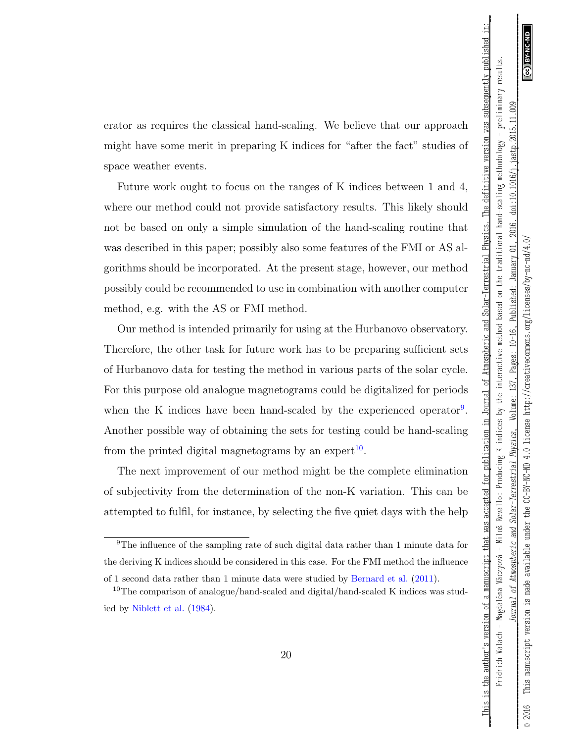erator as requires the classical hand-scaling. We believe that our approach might have some merit in preparing K indices for "after the fact" studies of space weather events.

Future work ought to focus on the ranges of K indices between 1 and 4, where our method could not provide satisfactory results. This likely should not be based on only a simple simulation of the hand-scaling routine that was described in this paper; possibly also some features of the FMI or AS algorithms should be incorporated. At the present stage, however, our method possibly could be recommended to use in combination with another computer method, e.g. with the AS or FMI method.

Our method is intended primarily for using at the Hurbanovo observatory. Therefore, the other task for future work has to be preparing sufficient sets of Hurbanovo data for testing the method in various parts of the solar cycle. For this purpose old analogue magnetograms could be digitalized for periods when the K indices have been hand-scaled by the experienced operator[9]. Another possible way of obtaining the sets for testing could be hand-scaling from the printed digital magnetograms by an expert[10].

The next improvement of our method might be the complete elimination of subjectivity from the determination of the non-K variation. This can be attempted to fulfil, for instance, by selecting the five quiet days with the help

---

[9] The influence of the sampling rate of such digital data rather than 1 minute data for the deriving K indices should be considered in this case. For the FMI method the influence of 1 second data rather than 1 minute data were studied by Bernard et al. (2011).

[10] The comparison of analogue/hand-scaled and digital/hand-scaled K indices was studied by Niblett et al. (1984).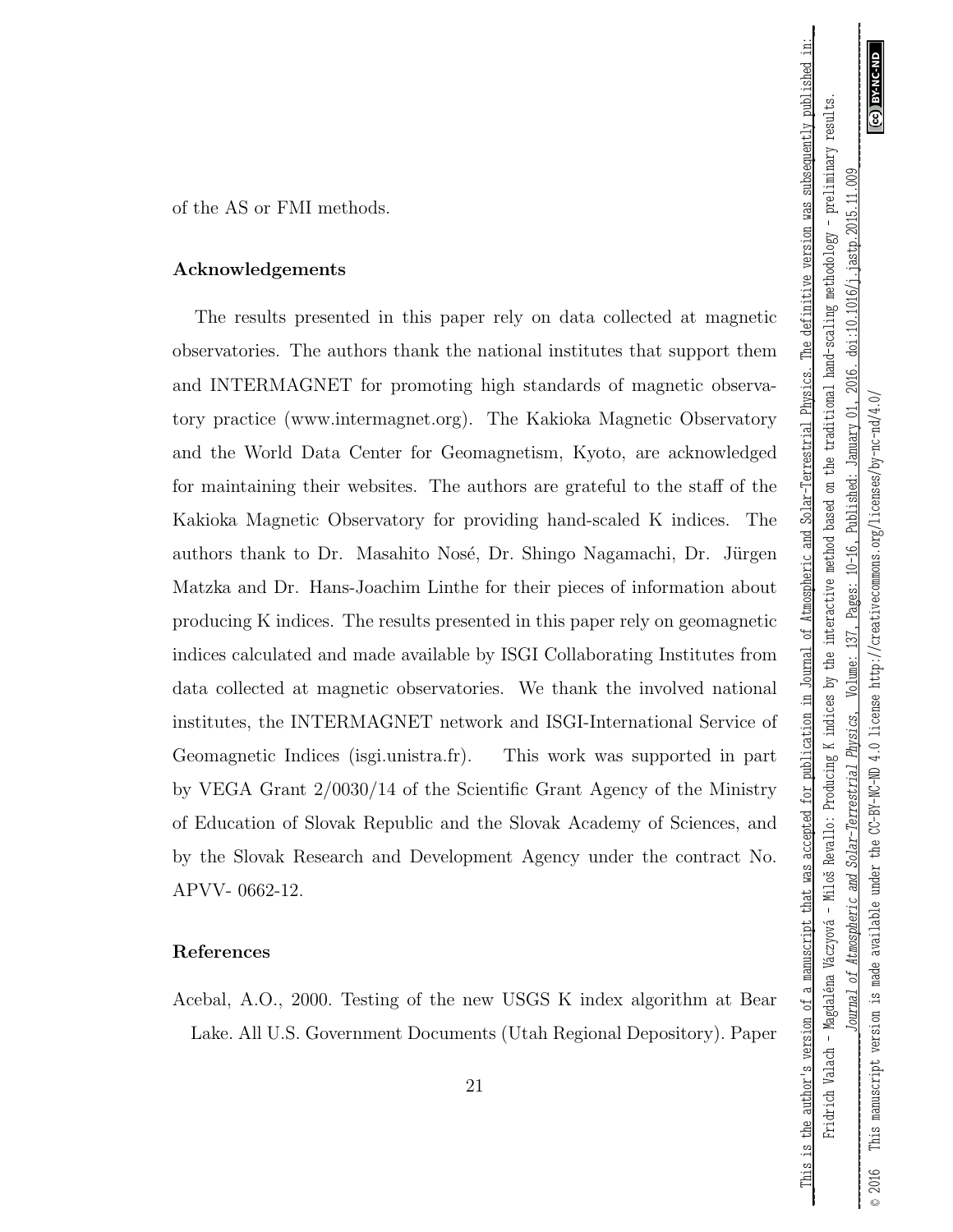of the AS or FMI methods.

## Acknowledgements

The results presented in this paper rely on data collected at magnetic observatories. The authors thank the national institutes that support them and INTERMAGNET for promoting high standards of magnetic observatory practice (www.intermagnet.org). The Kakioka Magnetic Observatory and the World Data Center for Geomagnetism, Kyoto, are acknowledged for maintaining their websites. The authors are grateful to the staff of the Kakioka Magnetic Observatory for providing hand-scaled K indices. The authors thank to Dr. Masahito Nosé, Dr. Shingo Nagamachi, Dr. Jürgen Matzka and Dr. Hans-Joachim Linthe for their pieces of information about producing K indices. The results presented in this paper rely on geomagnetic indices calculated and made available by ISGI Collaborating Institutes from data collected at magnetic observatories. We thank the involved national institutes, the INTERMAGNET network and ISGI-International Service of Geomagnetic Indices (isgi.unistra.fr). This work was supported in part by VEGA Grant 2/0030/14 of the Scientific Grant Agency of the Ministry of Education of Slovak Republic and the Slovak Academy of Sciences, and by the Slovak Research and Development Agency under the contract No. APVV- 0662-12.

## References

Acebal, A.O., 2000. Testing of the new USGS K index algorithm at Bear Lake. All U.S. Government Documents (Utah Regional Depository). Paper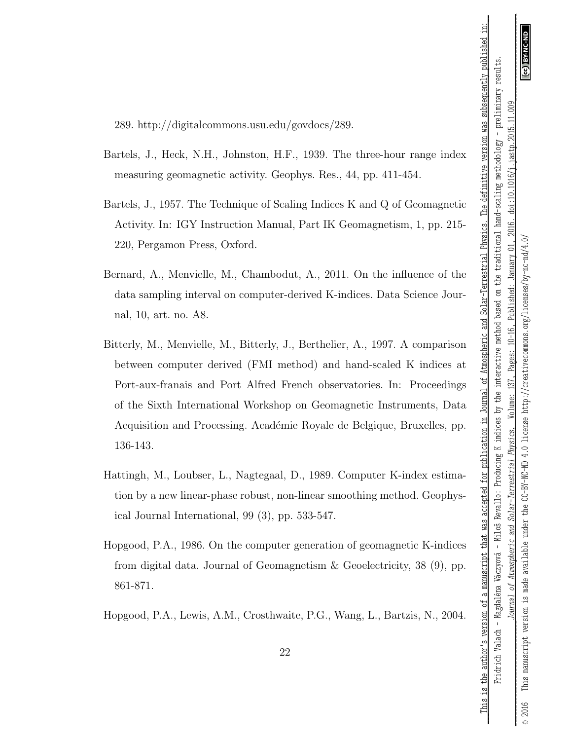289. http://digitalcommons.usu.edu/govdocs/289.

Bartels, J., Heck, N.H., Johnston, H.F., 1939. The three-hour range index measuring geomagnetic activity. Geophys. Res., 44, pp. 411-454.

Bartels, J., 1957. The Technique of Scaling Indices K and Q of Geomagnetic Activity. In: IGY Instruction Manual, Part IK Geomagnetism, 1, pp. 215-220, Pergamon Press, Oxford.

Bernard, A., Menvielle, M., Chambodut, A., 2011. On the influence of the data sampling interval on computer-derived K-indices. Data Science Journal, 10, art. no. A8.

Bitterly, M., Menvielle, M., Bitterly, J., Berthelier, A., 1997. A comparison between computer derived (FMI method) and hand-scaled K indices at Port-aux-franais and Port Alfred French observatories. In: Proceedings of the Sixth International Workshop on Geomagnetic Instruments, Data Acquisition and Processing. Académie Royale de Belgique, Bruxelles, pp. 136-143.

Hattingh, M., Loubser, L., Nagtegaal, D., 1989. Computer K-index estimation by a new linear-phase robust, non-linear smoothing method. Geophysical Journal International, 99 (3), pp. 533-547.

Hopgood, P.A., 1986. On the computer generation of geomagnetic K-indices from digital data. Journal of Geomagnetism & Geoelectricity, 38 (9), pp. 861-871.

Hopgood, P.A., Lewis, A.M., Crosthwaite, P.G., Wang, L., Bartzis, N., 2004.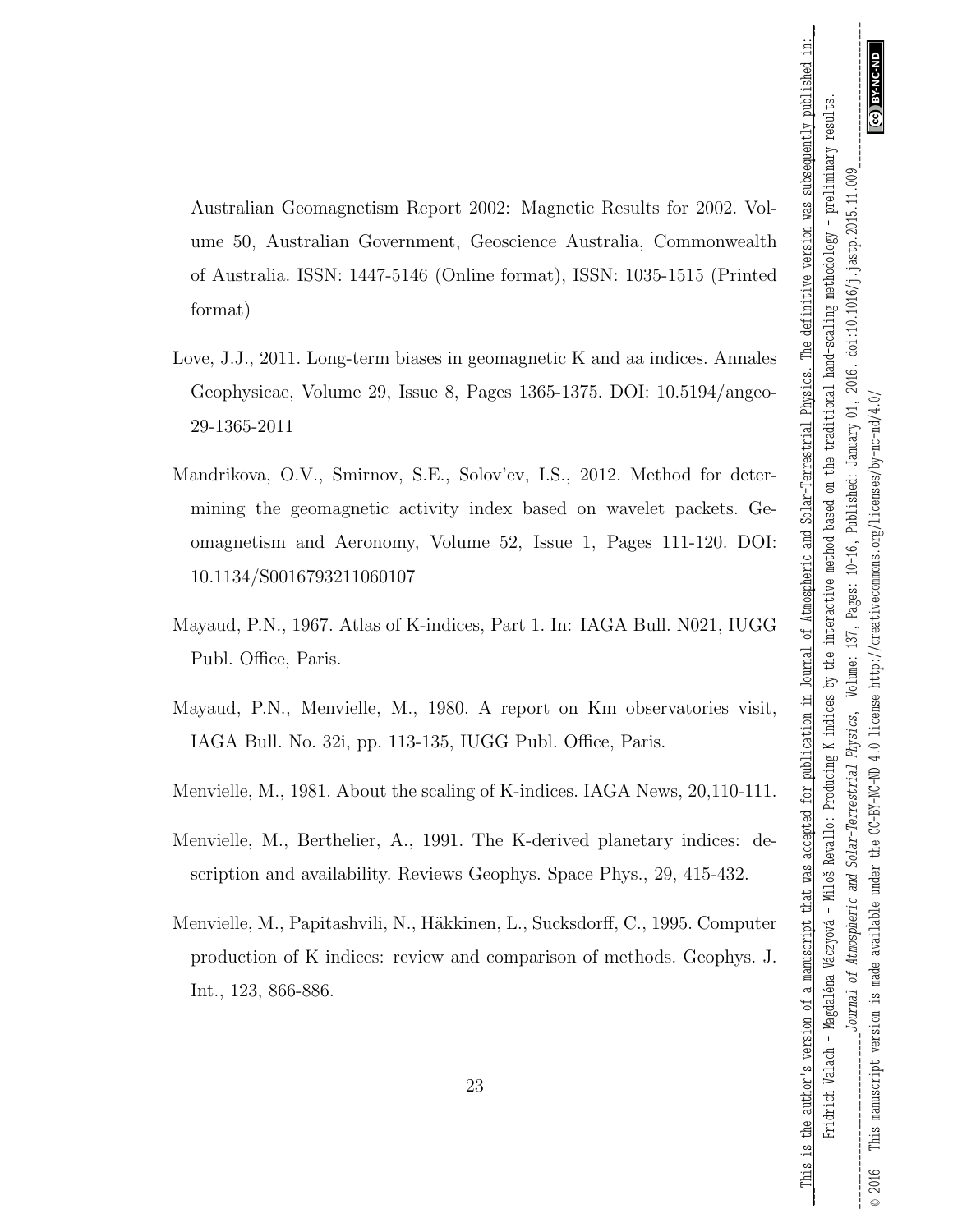Australian Geomagnetism Report 2002: Magnetic Results for 2002. Volume 50, Australian Government, Geoscience Australia, Commonwealth of Australia. ISSN: 1447-5146 (Online format), ISSN: 1035-1515 (Printed format)

Love, J.J., 2011. Long-term biases in geomagnetic K and aa indices. Annales Geophysicae, Volume 29, Issue 8, Pages 1365-1375. DOI: 10.5194/angeo-29-1365-2011

Mandrikova, O.V., Smirnov, S.E., Solov'ev, I.S., 2012. Method for determining the geomagnetic activity index based on wavelet packets. Geomagnetism and Aeronomy, Volume 52, Issue 1, Pages 111-120. DOI: 10.1134/S0016793211060107

Mayaud, P.N., 1967. Atlas of K-indices, Part 1. In: IAGA Bull. N021, IUGG Publ. Office, Paris.

Mayaud, P.N., Menvielle, M., 1980. A report on Km observatories visit, IAGA Bull. No. 32i, pp. 113-135, IUGG Publ. Office, Paris.

Menvielle, M., 1981. About the scaling of K-indices. IAGA News, 20,110-111.

Menvielle, M., Berthelier, A., 1991. The K-derived planetary indices: description and availability. Reviews Geophys. Space Phys., 29, 415-432.

Menvielle, M., Papitashvili, N., Häkkinen, L., Sucksdorff, C., 1995. Computer production of K indices: review and comparison of methods. Geophys. J. Int., 123, 866-886.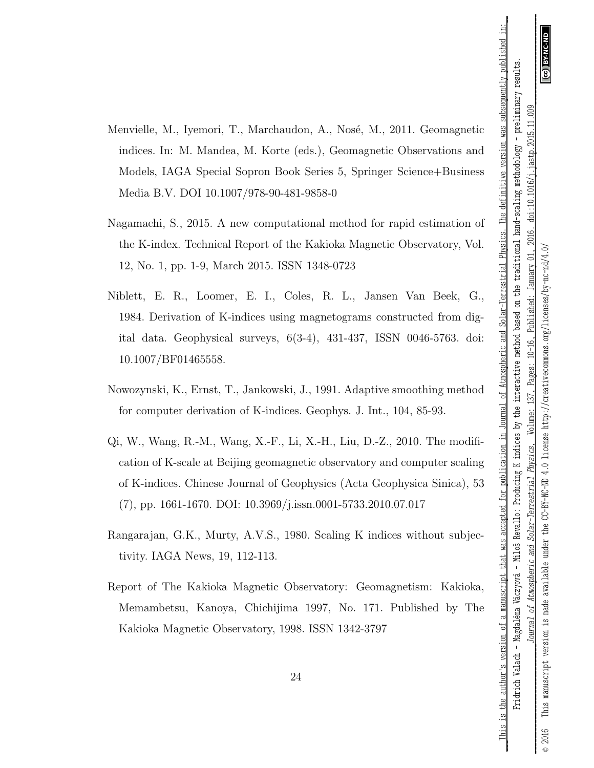Menvielle, M., Iyemori, T., Marchaudon, A., Nosé, M., 2011. Geomagnetic indices. In: M. Mandea, M. Korte (eds.), Geomagnetic Observations and Models, IAGA Special Sopron Book Series 5, Springer Science+Business Media B.V. DOI 10.1007/978-90-481-9858-0

Nagamachi, S., 2015. A new computational method for rapid estimation of the K-index. Technical Report of the Kakioka Magnetic Observatory, Vol. 12, No. 1, pp. 1-9, March 2015. ISSN 1348-0723

Niblett, E. R., Loomer, E. I., Coles, R. L., Jansen Van Beek, G., 1984. Derivation of K-indices using magnetograms constructed from digital data. Geophysical surveys, 6(3-4), 431-437, ISSN 0046-5763. doi: 10.1007/BF01465558.

Nowozynski, K., Ernst, T., Jankowski, J., 1991. Adaptive smoothing method for computer derivation of K-indices. Geophys. J. Int., 104, 85-93.

Qi, W., Wang, R.-M., Wang, X.-F., Li, X.-H., Liu, D.-Z., 2010. The modification of K-scale at Beijing geomagnetic observatory and computer scaling of K-indices. Chinese Journal of Geophysics (Acta Geophysica Sinica), 53 (7), pp. 1661-1670. DOI: 10.3969/j.issn.0001-5733.2010.07.017

Rangarajan, G.K., Murty, A.V.S., 1980. Scaling K indices without subjectivity. IAGA News, 19, 112-113.

Report of The Kakioka Magnetic Observatory: Geomagnetism: Kakioka, Memambetsu, Kanoya, Chichijima 1997, No. 171. Published by The Kakioka Magnetic Observatory, 1998. ISSN 1342-3797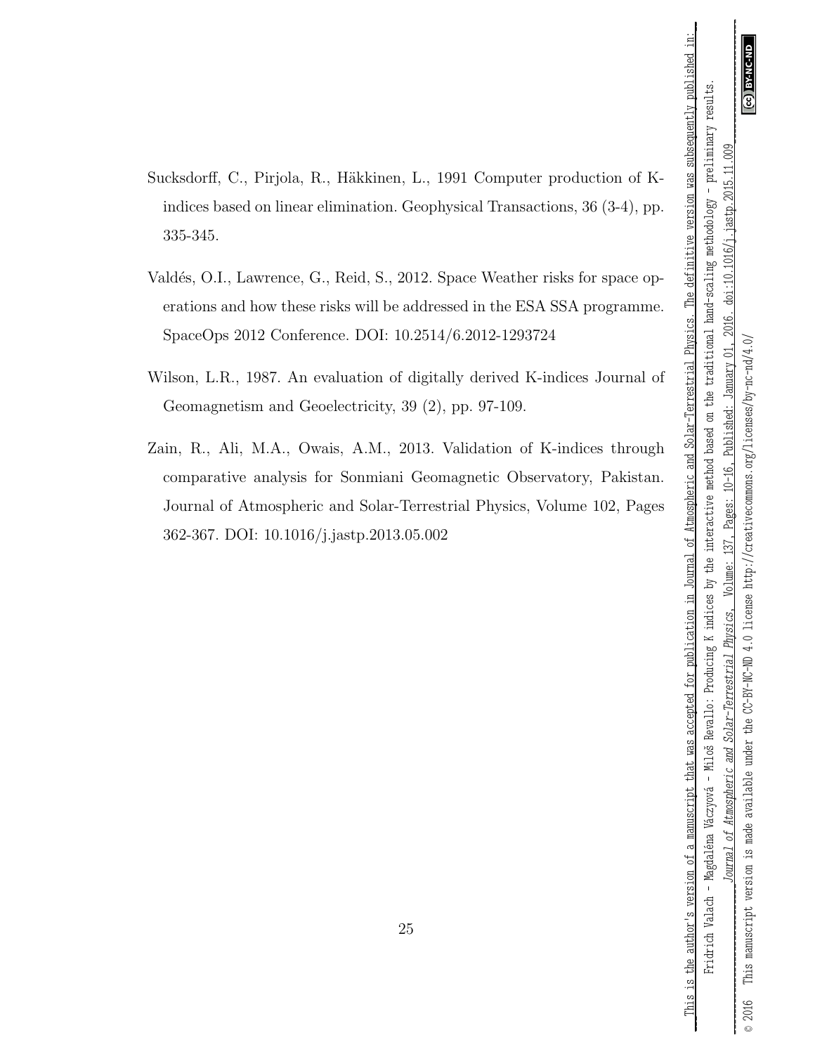Sucksdorff, C., Pirjola, R., Häkkinen, L., 1991 Computer production of K-indices based on linear elimination. Geophysical Transactions, 36 (3-4), pp. 335-345.

Valdés, O.I., Lawrence, G., Reid, S., 2012. Space Weather risks for space operations and how these risks will be addressed in the ESA SSA programme. SpaceOps 2012 Conference. DOI: 10.2514/6.2012-1293724

Wilson, L.R., 1987. An evaluation of digitally derived K-indices Journal of Geomagnetism and Geoelectricity, 39 (2), pp. 97-109.

Zain, R., Ali, M.A., Owais, A.M., 2013. Validation of K-indices through comparative analysis for Sonmiani Geomagnetic Observatory, Pakistan. Journal of Atmospheric and Solar-Terrestrial Physics, Volume 102, Pages 362-367. DOI: 10.1016/j.jastp.2013.05.002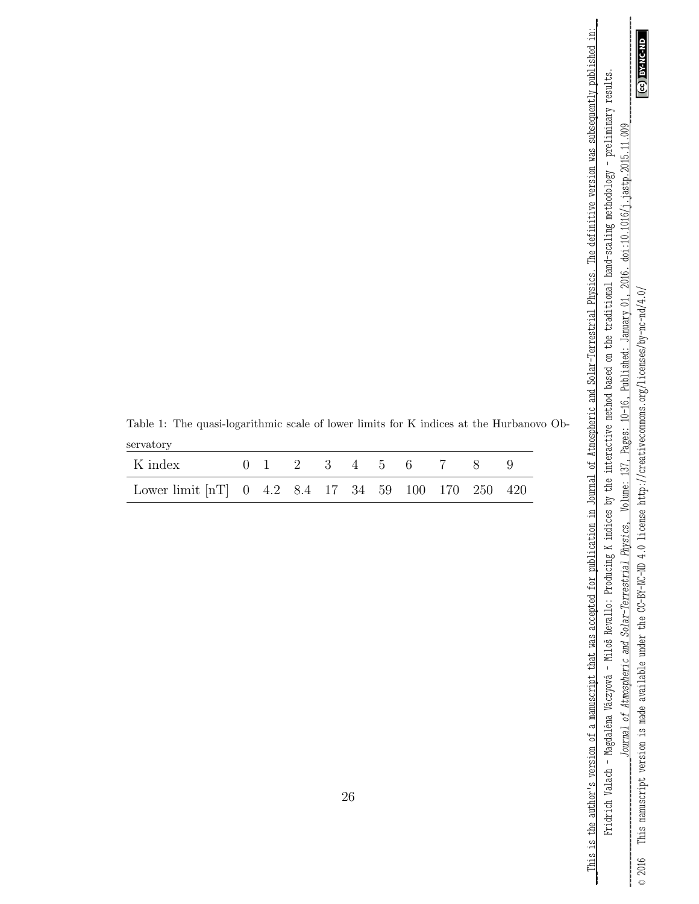Table 1: The quasi-logarithmic scale of lower limits for K indices at the Hurbanovo Observatory

| K index | 0 | 1 | 2 | 3 | 4 | 5 | 6 | 7 | 8 | 9 |
|---|---|---|---|---|---|---|---|---|---|---|
| Lower limit [nT] | 0 | 4.2 | 8.4 | 17 | 34 | 59 | 100 | 170 | 250 | 420 |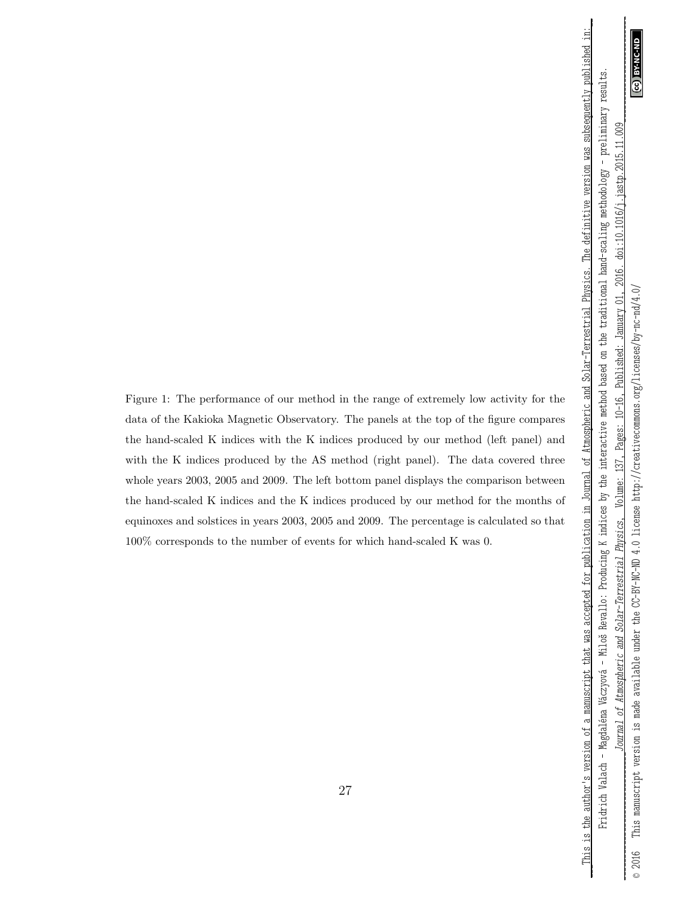Figure 1: The performance of our method in the range of extremely low activity for the data of the Kakioka Magnetic Observatory. The panels at the top of the figure compares the hand-scaled K indices with the K indices produced by our method (left panel) and with the K indices produced by the AS method (right panel). The data covered three whole years 2003, 2005 and 2009. The left bottom panel displays the comparison between the hand-scaled K indices and the K indices produced by our method for the months of equinoxes and solstices in years 2003, 2005 and 2009. The percentage is calculated so that 100% corresponds to the number of events for which hand-scaled K was 0.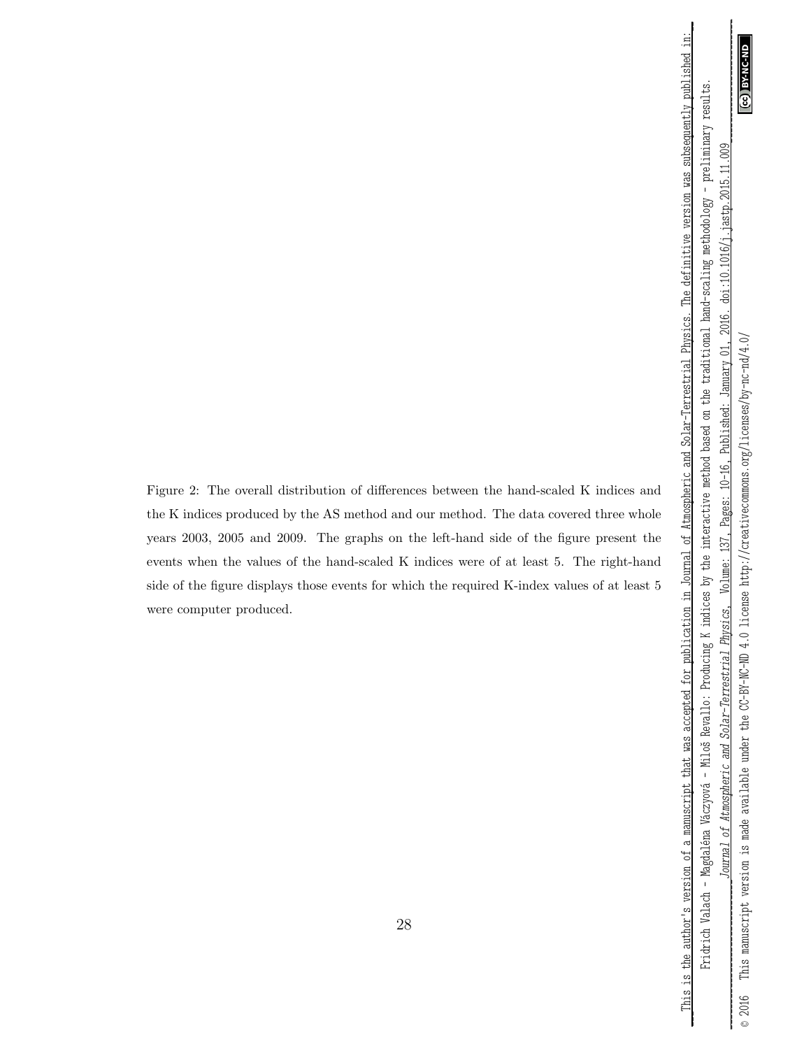Figure 2: The overall distribution of differences between the hand-scaled K indices and the K indices produced by the AS method and our method. The data covered three whole years 2003, 2005 and 2009. The graphs on the left-hand side of the figure present the events when the values of the hand-scaled K indices were of at least 5. The right-hand side of the figure displays those events for which the required K-index values of at least 5 were computer produced.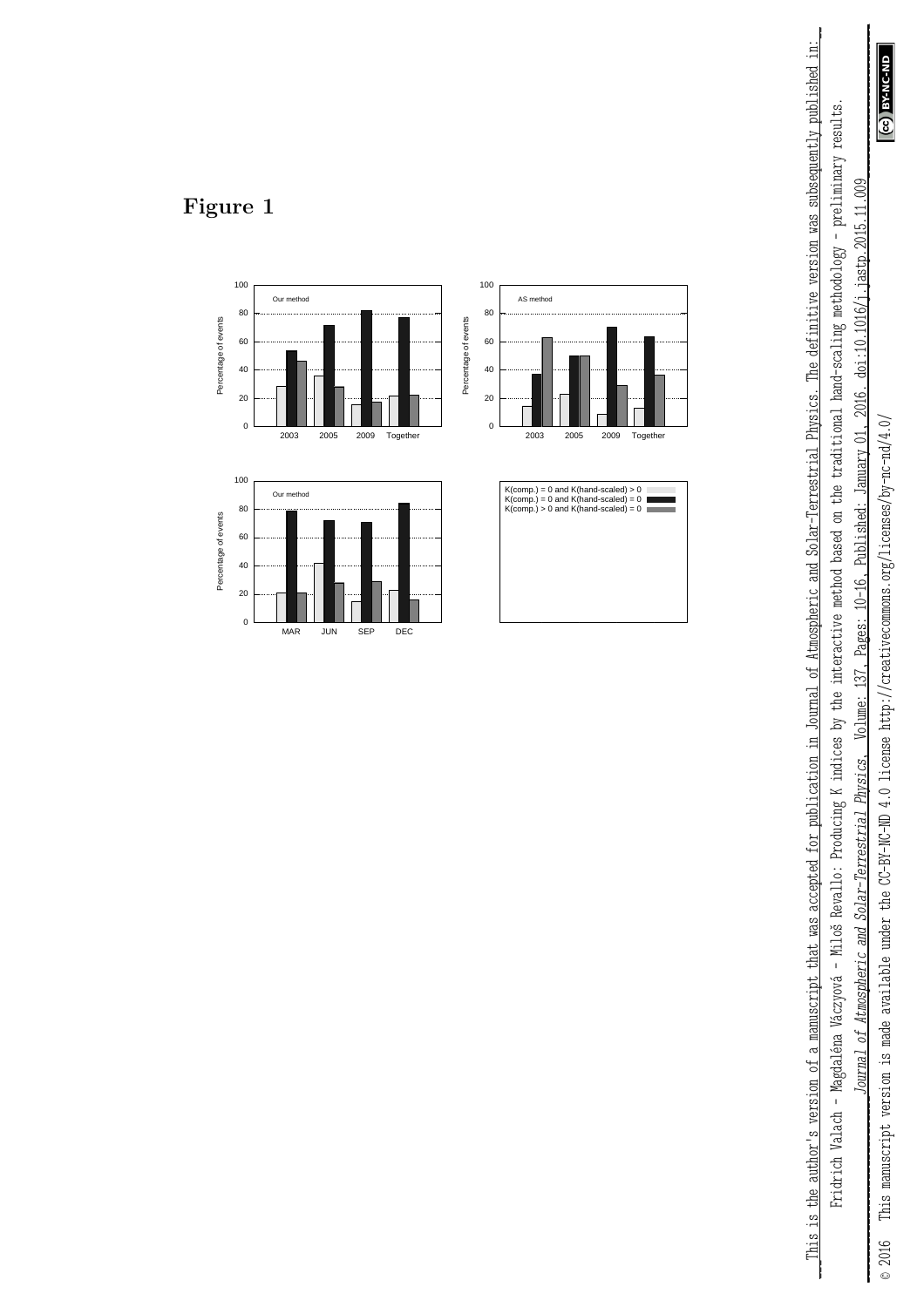# Figure 1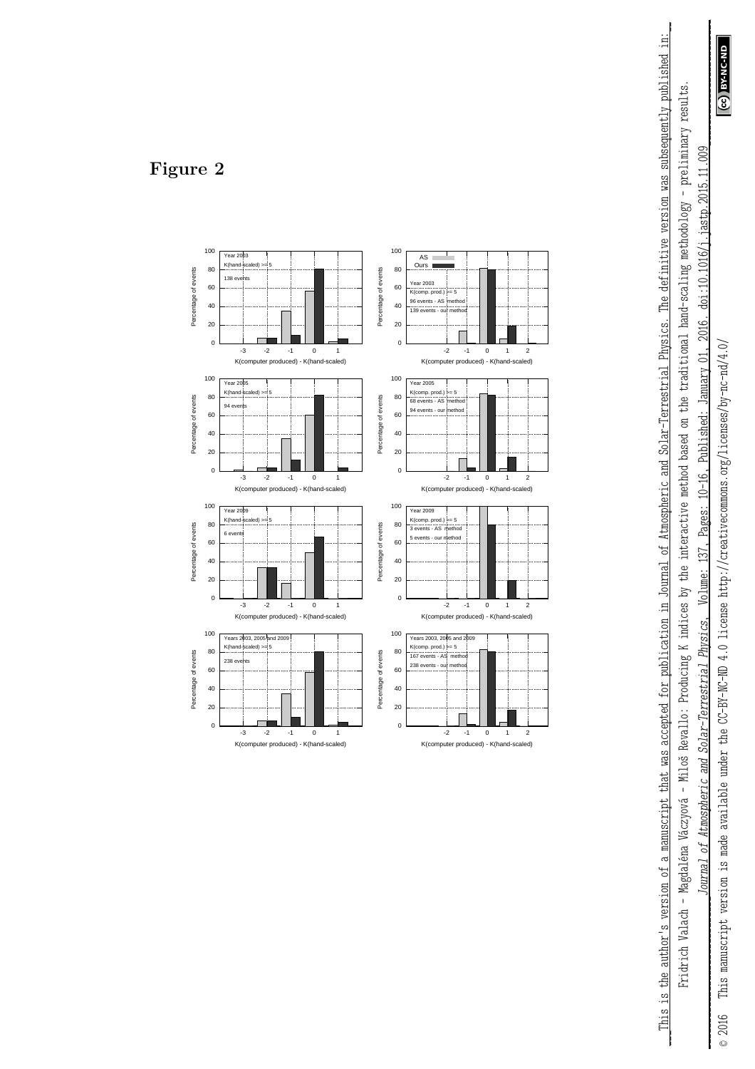# Figure 2

Year 2003
K(hand-scaled) >= 5
138 events
Percentage of events
K(computer produced) - K(hand-scaled)
-3 -2 -1 0 1
0 20 40 60 80 100

AS
Ours
Year 2003
K(comp. prod.) >= 5
96 events - AS method
139 events - our method
Percentage of events
K(computer produced) - K(hand-scaled)
-2 -1 0 1 2
0 20 40 60 80 100

Year 2005
K(hand-scaled) >= 5
94 events
Percentage of events
K(computer produced) - K(hand-scaled)
-3 -2 -1 0 1
0 20 40 60 80 100

Year 2005
K(comp. prod.) >= 5
68 events - AS method
94 events - our method
Percentage of events
K(computer produced) - K(hand-scaled)
-2 -1 0 1 2
0 20 40 60 80 100

Year 2009
K(hand-scaled) >= 5
6 events
Percentage of events
K(computer produced) - K(hand-scaled)
-3 -2 -1 0 1
0 20 40 60 80 100

Year 2009
K(comp. prod.) >= 5
3 events - AS method
5 events - our method
Percentage of events
K(computer produced) - K(hand-scaled)
-2 -1 0 1 2
0 20 40 60 80 100

Years 2003, 2005 and 2009
K(hand-scaled) >= 5
238 events
Percentage of events
K(computer produced) - K(hand-scaled)
-3 -2 -1 0 1
0 20 40 60 80 100

Years 2003, 2005 and 2009
K(comp. prod.) >= 5
167 events - AS method
238 events - our method
Percentage of events
K(computer produced) - K(hand-scaled)
-2 -1 0 1 2
0 20 40 60 80 100